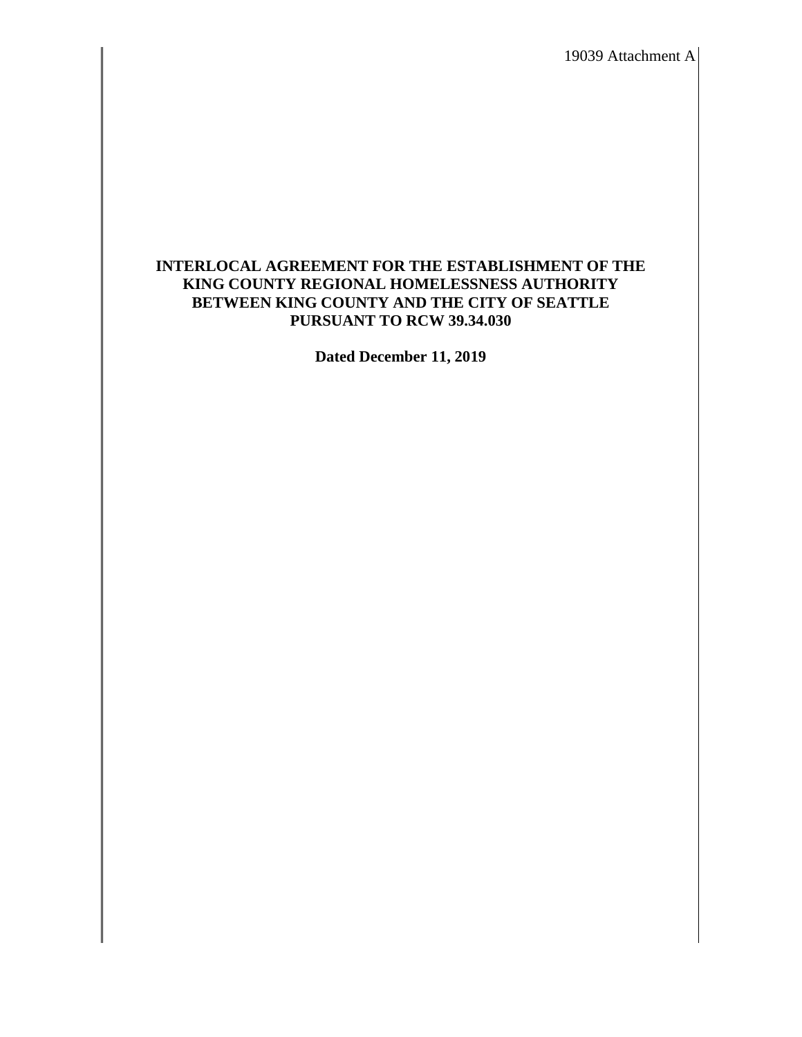19039 Attachment A

# INTERLOCAL AGREEMENT FOR THE ESTABLISHMENT OF THE KING COUNTY REGIONAL HOMELESSNESS AUTHORITY BETWEEN KING COUNTY AND THE CITY OF SEATTLE PURSUANT TO RCW 39.34.030

**Dated December 11, 2019**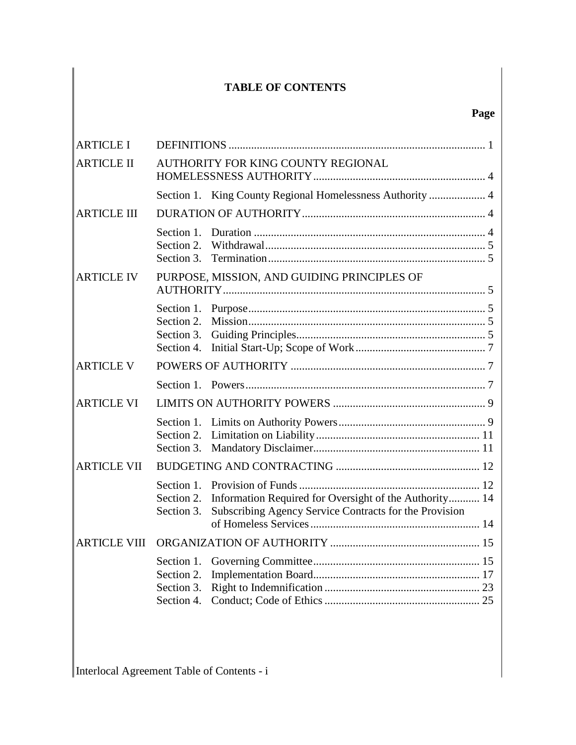# TABLE OF CONTENTS

| | | Page |
|---|---|---|
| ARTICLE I | DEFINITIONS | 1 |
| ARTICLE II | AUTHORITY FOR KING COUNTY REGIONAL HOMELESSNESS AUTHORITY | 4 |
| | Section 1. King County Regional Homelessness Authority | 4 |
| ARTICLE III | DURATION OF AUTHORITY | 4 |
| | Section 1. Duration | 4 |
| | Section 2. Withdrawal | 5 |
| | Section 3. Termination | 5 |
| ARTICLE IV | PURPOSE, MISSION, AND GUIDING PRINCIPLES OF AUTHORITY | 5 |
| | Section 1. Purpose | 5 |
| | Section 2. Mission | 5 |
| | Section 3. Guiding Principles | 5 |
| | Section 4. Initial Start-Up; Scope of Work | 7 |
| ARTICLE V | POWERS OF AUTHORITY | 7 |
| | Section 1. Powers | 7 |
| ARTICLE VI | LIMITS ON AUTHORITY POWERS | 9 |
| | Section 1. Limits on Authority Powers | 9 |
| | Section 2. Limitation on Liability | 11 |
| | Section 3. Mandatory Disclaimer | 11 |
| ARTICLE VII | BUDGETING AND CONTRACTING | 12 |
| | Section 1. Provision of Funds | 12 |
| | Section 2. Information Required for Oversight of the Authority | 14 |
| | Section 3. Subscribing Agency Service Contracts for the Provision of Homeless Services | 14 |
| ARTICLE VIII | ORGANIZATION OF AUTHORITY | 15 |
| | Section 1. Governing Committee | 15 |
| | Section 2. Implementation Board | 17 |
| | Section 3. Right to Indemnification | 23 |
| | Section 4. Conduct; Code of Ethics | 25 |

Interlocal Agreement Table of Contents - i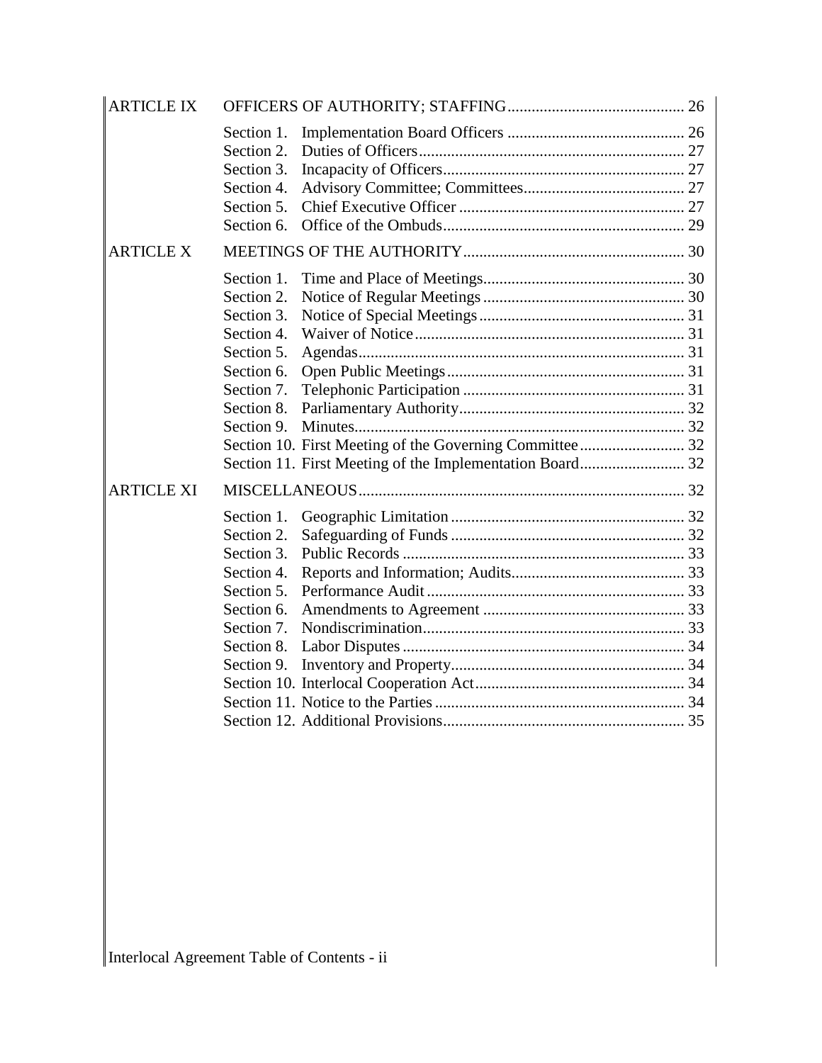| | | |
|---|---|---|
| ARTICLE IX | OFFICERS OF AUTHORITY; STAFFING | 26 |
| | Section 1. Implementation Board Officers | 26 |
| | Section 2. Duties of Officers | 27 |
| | Section 3. Incapacity of Officers | 27 |
| | Section 4. Advisory Committee; Committees | 27 |
| | Section 5. Chief Executive Officer | 27 |
| | Section 6. Office of the Ombuds | 29 |
| ARTICLE X | MEETINGS OF THE AUTHORITY | 30 |
| | Section 1. Time and Place of Meetings | 30 |
| | Section 2. Notice of Regular Meetings | 30 |
| | Section 3. Notice of Special Meetings | 31 |
| | Section 4. Waiver of Notice | 31 |
| | Section 5. Agendas | 31 |
| | Section 6. Open Public Meetings | 31 |
| | Section 7. Telephonic Participation | 31 |
| | Section 8. Parliamentary Authority | 32 |
| | Section 9. Minutes | 32 |
| | Section 10. First Meeting of the Governing Committee | 32 |
| | Section 11. First Meeting of the Implementation Board | 32 |
| ARTICLE XI | MISCELLANEOUS | 32 |
| | Section 1. Geographic Limitation | 32 |
| | Section 2. Safeguarding of Funds | 32 |
| | Section 3. Public Records | 33 |
| | Section 4. Reports and Information; Audits | 33 |
| | Section 5. Performance Audit | 33 |
| | Section 6. Amendments to Agreement | 33 |
| | Section 7. Nondiscrimination | 33 |
| | Section 8. Labor Disputes | 34 |
| | Section 9. Inventory and Property | 34 |
| | Section 10. Interlocal Cooperation Act | 34 |
| | Section 11. Notice to the Parties | 34 |
| | Section 12. Additional Provisions | 35 |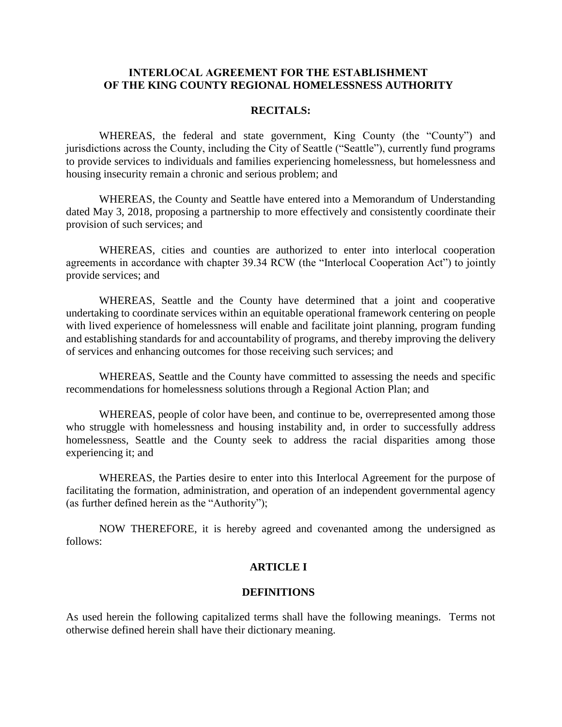# INTERLOCAL AGREEMENT FOR THE ESTABLISHMENT OF THE KING COUNTY REGIONAL HOMELESSNESS AUTHORITY

## RECITALS:

WHEREAS, the federal and state government, King County (the "County") and jurisdictions across the County, including the City of Seattle ("Seattle"), currently fund programs to provide services to individuals and families experiencing homelessness, but homelessness and housing insecurity remain a chronic and serious problem; and

WHEREAS, the County and Seattle have entered into a Memorandum of Understanding dated May 3, 2018, proposing a partnership to more effectively and consistently coordinate their provision of such services; and

WHEREAS, cities and counties are authorized to enter into interlocal cooperation agreements in accordance with chapter 39.34 RCW (the "Interlocal Cooperation Act") to jointly provide services; and

WHEREAS, Seattle and the County have determined that a joint and cooperative undertaking to coordinate services within an equitable operational framework centering on people with lived experience of homelessness will enable and facilitate joint planning, program funding and establishing standards for and accountability of programs, and thereby improving the delivery of services and enhancing outcomes for those receiving such services; and

WHEREAS, Seattle and the County have committed to assessing the needs and specific recommendations for homelessness solutions through a Regional Action Plan; and

WHEREAS, people of color have been, and continue to be, overrepresented among those who struggle with homelessness and housing instability and, in order to successfully address homelessness, Seattle and the County seek to address the racial disparities among those experiencing it; and

WHEREAS, the Parties desire to enter into this Interlocal Agreement for the purpose of facilitating the formation, administration, and operation of an independent governmental agency (as further defined herein as the "Authority");

NOW THEREFORE, it is hereby agreed and covenanted among the undersigned as follows:

## ARTICLE I

## DEFINITIONS

As used herein the following capitalized terms shall have the following meanings. Terms not otherwise defined herein shall have their dictionary meaning.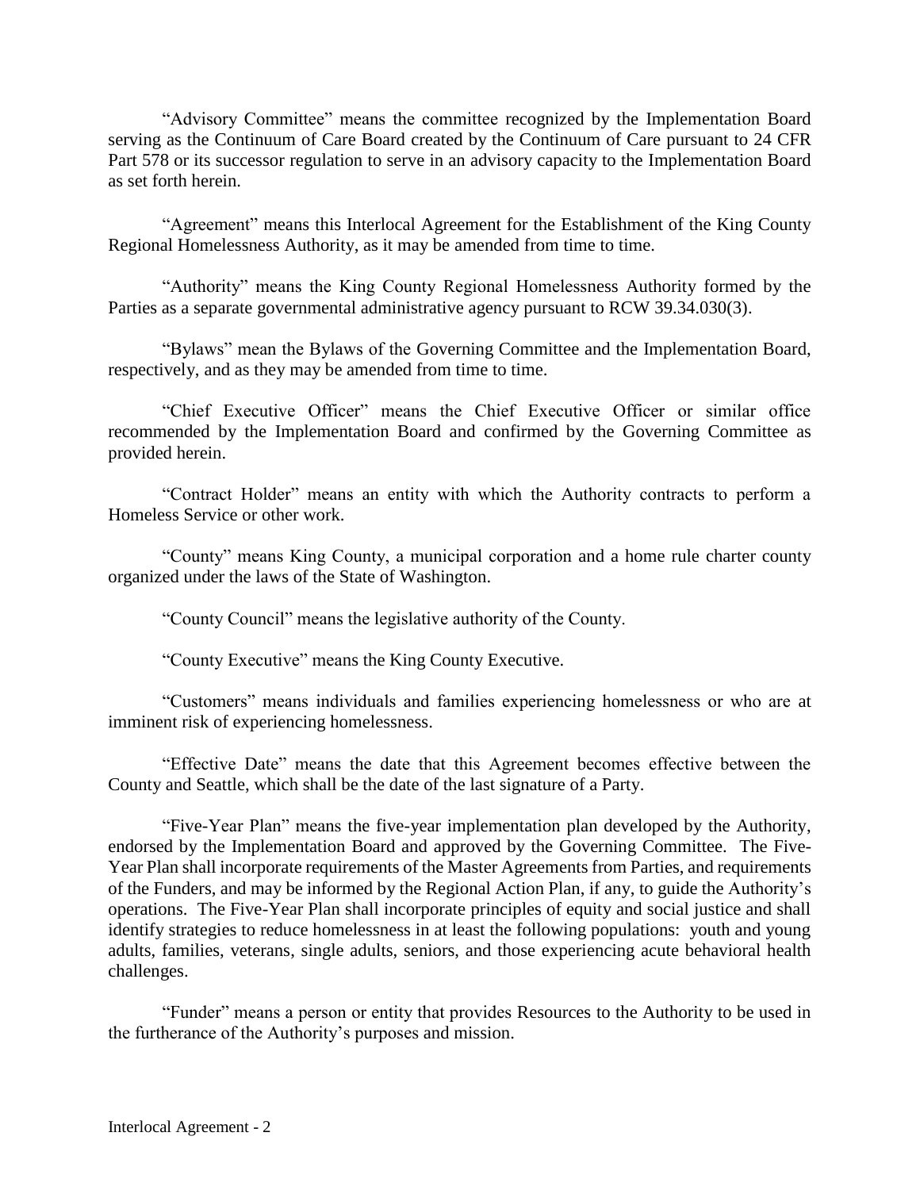"Advisory Committee" means the committee recognized by the Implementation Board serving as the Continuum of Care Board created by the Continuum of Care pursuant to 24 CFR Part 578 or its successor regulation to serve in an advisory capacity to the Implementation Board as set forth herein.

"Agreement" means this Interlocal Agreement for the Establishment of the King County Regional Homelessness Authority, as it may be amended from time to time.

"Authority" means the King County Regional Homelessness Authority formed by the Parties as a separate governmental administrative agency pursuant to RCW 39.34.030(3).

"Bylaws" mean the Bylaws of the Governing Committee and the Implementation Board, respectively, and as they may be amended from time to time.

"Chief Executive Officer" means the Chief Executive Officer or similar office recommended by the Implementation Board and confirmed by the Governing Committee as provided herein.

"Contract Holder" means an entity with which the Authority contracts to perform a Homeless Service or other work.

"County" means King County, a municipal corporation and a home rule charter county organized under the laws of the State of Washington.

"County Council" means the legislative authority of the County.

"County Executive" means the King County Executive.

"Customers" means individuals and families experiencing homelessness or who are at imminent risk of experiencing homelessness.

"Effective Date" means the date that this Agreement becomes effective between the County and Seattle, which shall be the date of the last signature of a Party.

"Five-Year Plan" means the five-year implementation plan developed by the Authority, endorsed by the Implementation Board and approved by the Governing Committee. The Five-Year Plan shall incorporate requirements of the Master Agreements from Parties, and requirements of the Funders, and may be informed by the Regional Action Plan, if any, to guide the Authority's operations. The Five-Year Plan shall incorporate principles of equity and social justice and shall identify strategies to reduce homelessness in at least the following populations: youth and young adults, families, veterans, single adults, seniors, and those experiencing acute behavioral health challenges.

"Funder" means a person or entity that provides Resources to the Authority to be used in the furtherance of the Authority's purposes and mission.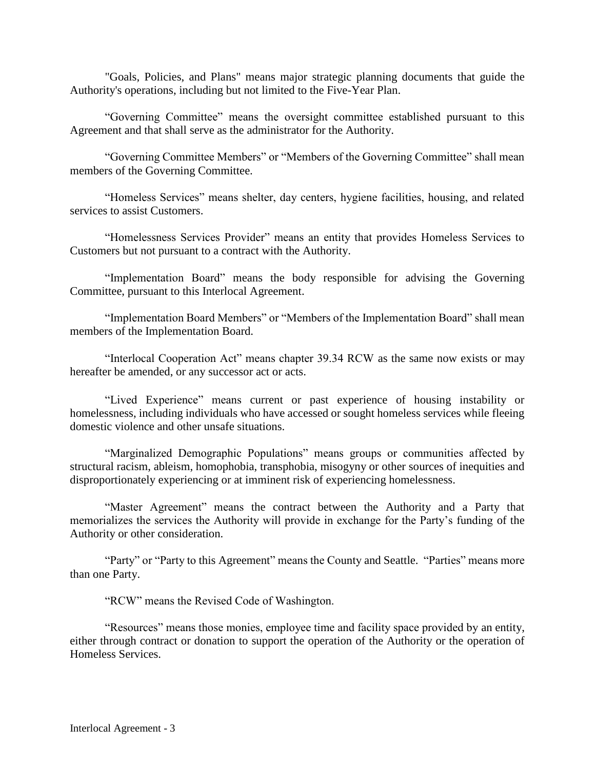"Goals, Policies, and Plans" means major strategic planning documents that guide the Authority's operations, including but not limited to the Five-Year Plan.

"Governing Committee" means the oversight committee established pursuant to this Agreement and that shall serve as the administrator for the Authority.

"Governing Committee Members" or "Members of the Governing Committee" shall mean members of the Governing Committee.

"Homeless Services" means shelter, day centers, hygiene facilities, housing, and related services to assist Customers.

"Homelessness Services Provider" means an entity that provides Homeless Services to Customers but not pursuant to a contract with the Authority.

"Implementation Board" means the body responsible for advising the Governing Committee, pursuant to this Interlocal Agreement.

"Implementation Board Members" or "Members of the Implementation Board" shall mean members of the Implementation Board.

"Interlocal Cooperation Act" means chapter 39.34 RCW as the same now exists or may hereafter be amended, or any successor act or acts.

"Lived Experience" means current or past experience of housing instability or homelessness, including individuals who have accessed or sought homeless services while fleeing domestic violence and other unsafe situations.

"Marginalized Demographic Populations" means groups or communities affected by structural racism, ableism, homophobia, transphobia, misogyny or other sources of inequities and disproportionately experiencing or at imminent risk of experiencing homelessness.

"Master Agreement" means the contract between the Authority and a Party that memorializes the services the Authority will provide in exchange for the Party's funding of the Authority or other consideration.

"Party" or "Party to this Agreement" means the County and Seattle. "Parties" means more than one Party.

"RCW" means the Revised Code of Washington.

"Resources" means those monies, employee time and facility space provided by an entity, either through contract or donation to support the operation of the Authority or the operation of Homeless Services.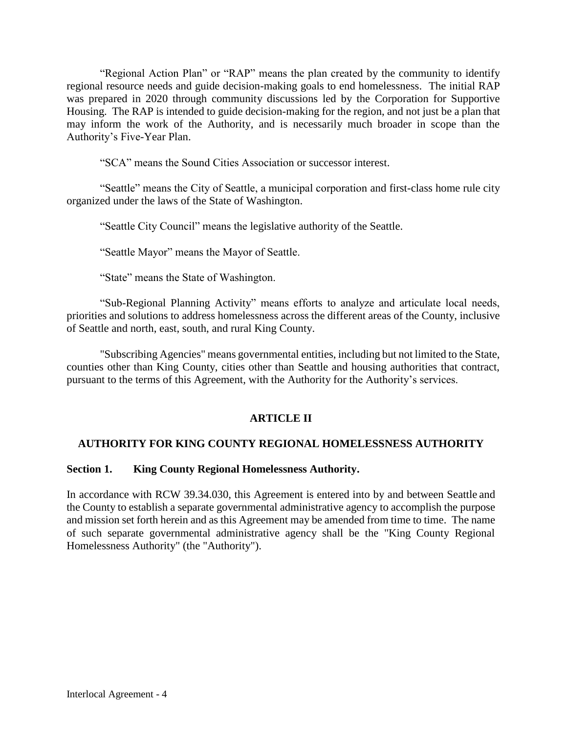"Regional Action Plan" or "RAP" means the plan created by the community to identify regional resource needs and guide decision-making goals to end homelessness. The initial RAP was prepared in 2020 through community discussions led by the Corporation for Supportive Housing. The RAP is intended to guide decision-making for the region, and not just be a plan that may inform the work of the Authority, and is necessarily much broader in scope than the Authority's Five-Year Plan.

"SCA" means the Sound Cities Association or successor interest.

"Seattle" means the City of Seattle, a municipal corporation and first-class home rule city organized under the laws of the State of Washington.

"Seattle City Council" means the legislative authority of the Seattle.

"Seattle Mayor" means the Mayor of Seattle.

"State" means the State of Washington.

"Sub-Regional Planning Activity" means efforts to analyze and articulate local needs, priorities and solutions to address homelessness across the different areas of the County, inclusive of Seattle and north, east, south, and rural King County.

"Subscribing Agencies" means governmental entities, including but not limited to the State, counties other than King County, cities other than Seattle and housing authorities that contract, pursuant to the terms of this Agreement, with the Authority for the Authority's services.

## ARTICLE II

## AUTHORITY FOR KING COUNTY REGIONAL HOMELESSNESS AUTHORITY

### Section 1. King County Regional Homelessness Authority.

In accordance with RCW 39.34.030, this Agreement is entered into by and between Seattle and the County to establish a separate governmental administrative agency to accomplish the purpose and mission set forth herein and as this Agreement may be amended from time to time. The name of such separate governmental administrative agency shall be the "King County Regional Homelessness Authority" (the "Authority").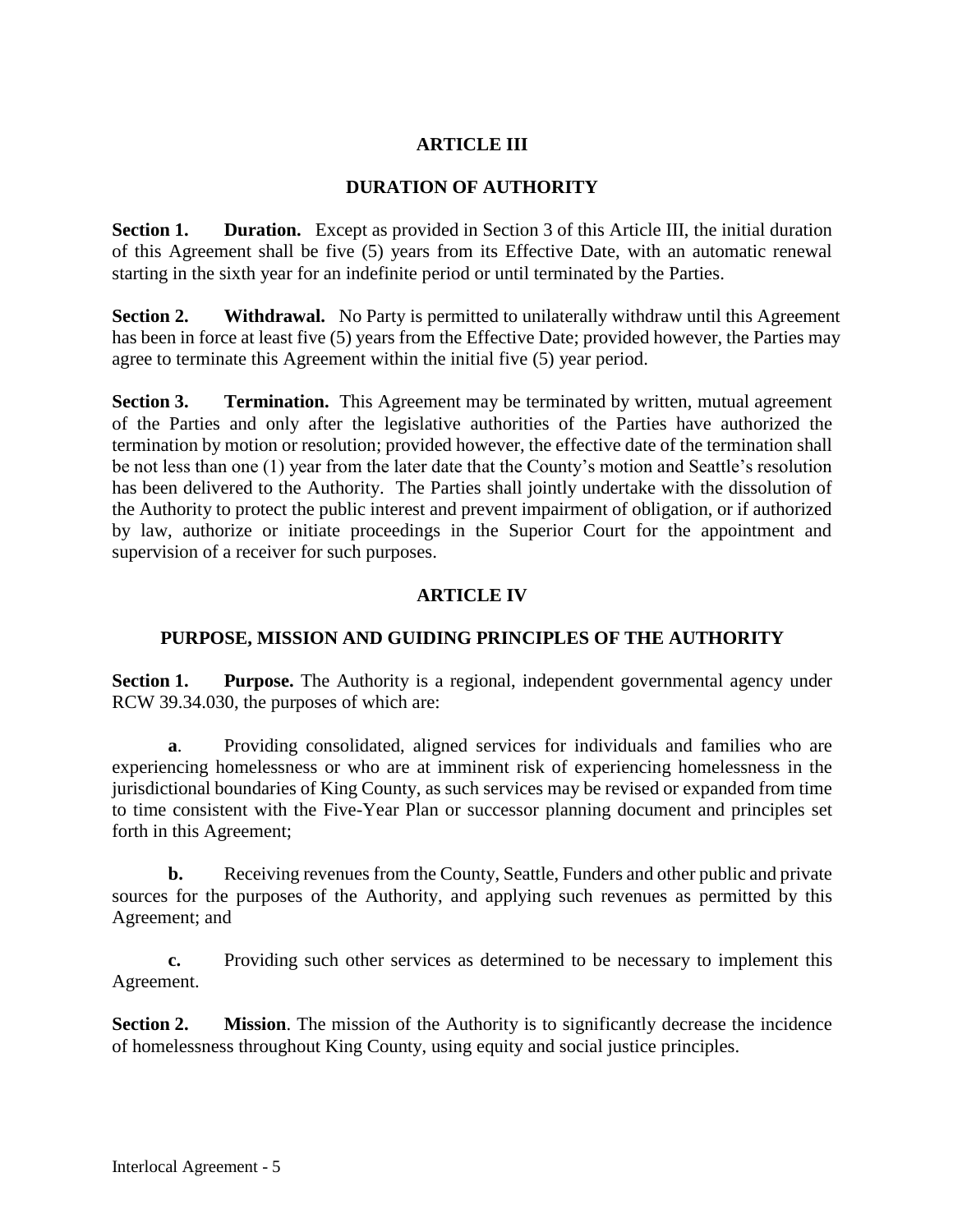## ARTICLE III

## DURATION OF AUTHORITY

**Section 1. Duration.** Except as provided in Section 3 of this Article III, the initial duration of this Agreement shall be five (5) years from its Effective Date, with an automatic renewal starting in the sixth year for an indefinite period or until terminated by the Parties.

**Section 2. Withdrawal.** No Party is permitted to unilaterally withdraw until this Agreement has been in force at least five (5) years from the Effective Date; provided however, the Parties may agree to terminate this Agreement within the initial five (5) year period.

**Section 3. Termination.** This Agreement may be terminated by written, mutual agreement of the Parties and only after the legislative authorities of the Parties have authorized the termination by motion or resolution; provided however, the effective date of the termination shall be not less than one (1) year from the later date that the County's motion and Seattle's resolution has been delivered to the Authority. The Parties shall jointly undertake with the dissolution of the Authority to protect the public interest and prevent impairment of obligation, or if authorized by law, authorize or initiate proceedings in the Superior Court for the appointment and supervision of a receiver for such purposes.

## ARTICLE IV

## PURPOSE, MISSION AND GUIDING PRINCIPLES OF THE AUTHORITY

**Section 1. Purpose.** The Authority is a regional, independent governmental agency under RCW 39.34.030, the purposes of which are:

**a**. Providing consolidated, aligned services for individuals and families who are experiencing homelessness or who are at imminent risk of experiencing homelessness in the jurisdictional boundaries of King County, as such services may be revised or expanded from time to time consistent with the Five-Year Plan or successor planning document and principles set forth in this Agreement;

**b.** Receiving revenues from the County, Seattle, Funders and other public and private sources for the purposes of the Authority, and applying such revenues as permitted by this Agreement; and

**c.** Providing such other services as determined to be necessary to implement this Agreement.

**Section 2. Mission**. The mission of the Authority is to significantly decrease the incidence of homelessness throughout King County, using equity and social justice principles.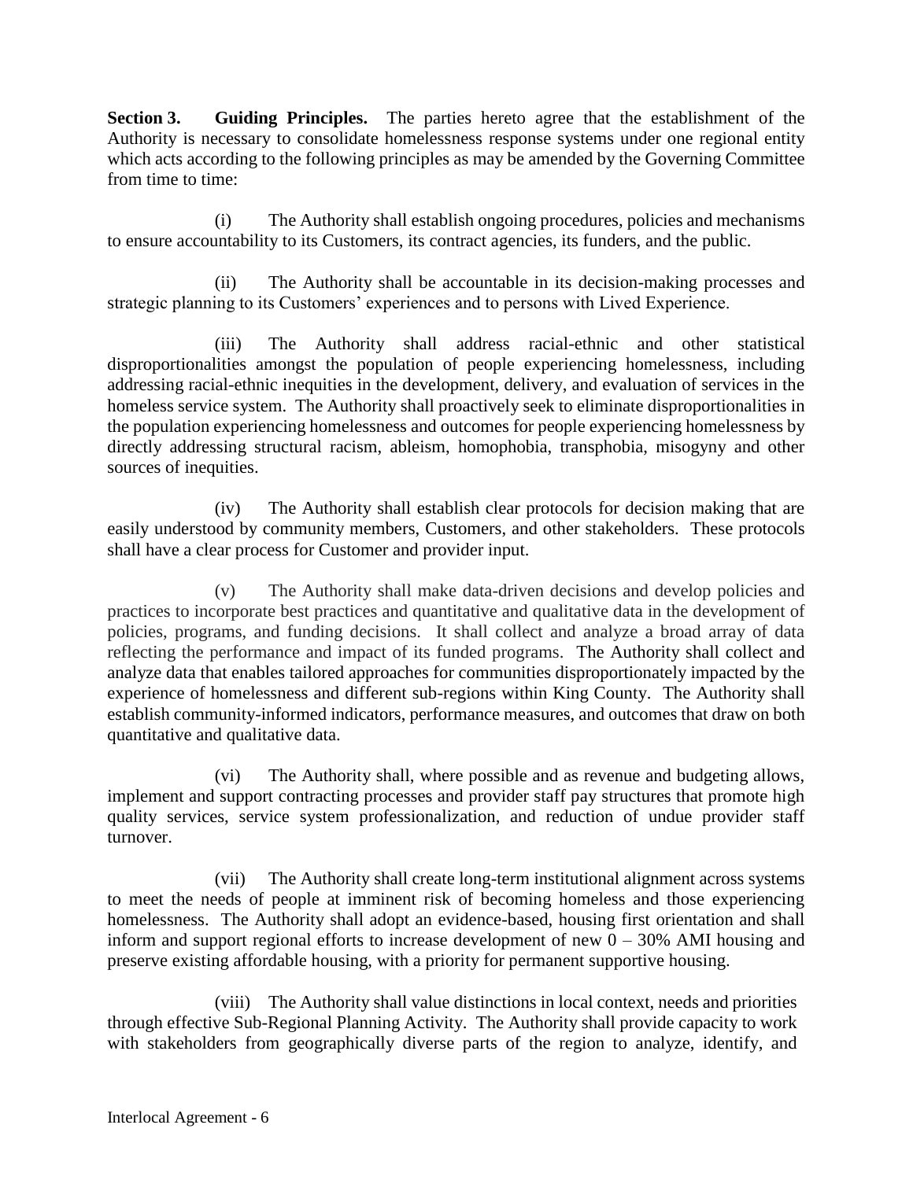**Section 3. Guiding Principles.** The parties hereto agree that the establishment of the Authority is necessary to consolidate homelessness response systems under one regional entity which acts according to the following principles as may be amended by the Governing Committee from time to time:

(i) The Authority shall establish ongoing procedures, policies and mechanisms to ensure accountability to its Customers, its contract agencies, its funders, and the public.

(ii) The Authority shall be accountable in its decision-making processes and strategic planning to its Customers' experiences and to persons with Lived Experience.

(iii) The Authority shall address racial-ethnic and other statistical disproportionalities amongst the population of people experiencing homelessness, including addressing racial-ethnic inequities in the development, delivery, and evaluation of services in the homeless service system. The Authority shall proactively seek to eliminate disproportionalities in the population experiencing homelessness and outcomes for people experiencing homelessness by directly addressing structural racism, ableism, homophobia, transphobia, misogyny and other sources of inequities.

(iv) The Authority shall establish clear protocols for decision making that are easily understood by community members, Customers, and other stakeholders. These protocols shall have a clear process for Customer and provider input.

(v) The Authority shall make data-driven decisions and develop policies and practices to incorporate best practices and quantitative and qualitative data in the development of policies, programs, and funding decisions. It shall collect and analyze a broad array of data reflecting the performance and impact of its funded programs. The Authority shall collect and analyze data that enables tailored approaches for communities disproportionately impacted by the experience of homelessness and different sub-regions within King County. The Authority shall establish community-informed indicators, performance measures, and outcomes that draw on both quantitative and qualitative data.

(vi) The Authority shall, where possible and as revenue and budgeting allows, implement and support contracting processes and provider staff pay structures that promote high quality services, service system professionalization, and reduction of undue provider staff turnover.

(vii) The Authority shall create long-term institutional alignment across systems to meet the needs of people at imminent risk of becoming homeless and those experiencing homelessness. The Authority shall adopt an evidence-based, housing first orientation and shall inform and support regional efforts to increase development of new 0 – 30% AMI housing and preserve existing affordable housing, with a priority for permanent supportive housing.

(viii) The Authority shall value distinctions in local context, needs and priorities through effective Sub-Regional Planning Activity. The Authority shall provide capacity to work with stakeholders from geographically diverse parts of the region to analyze, identify, and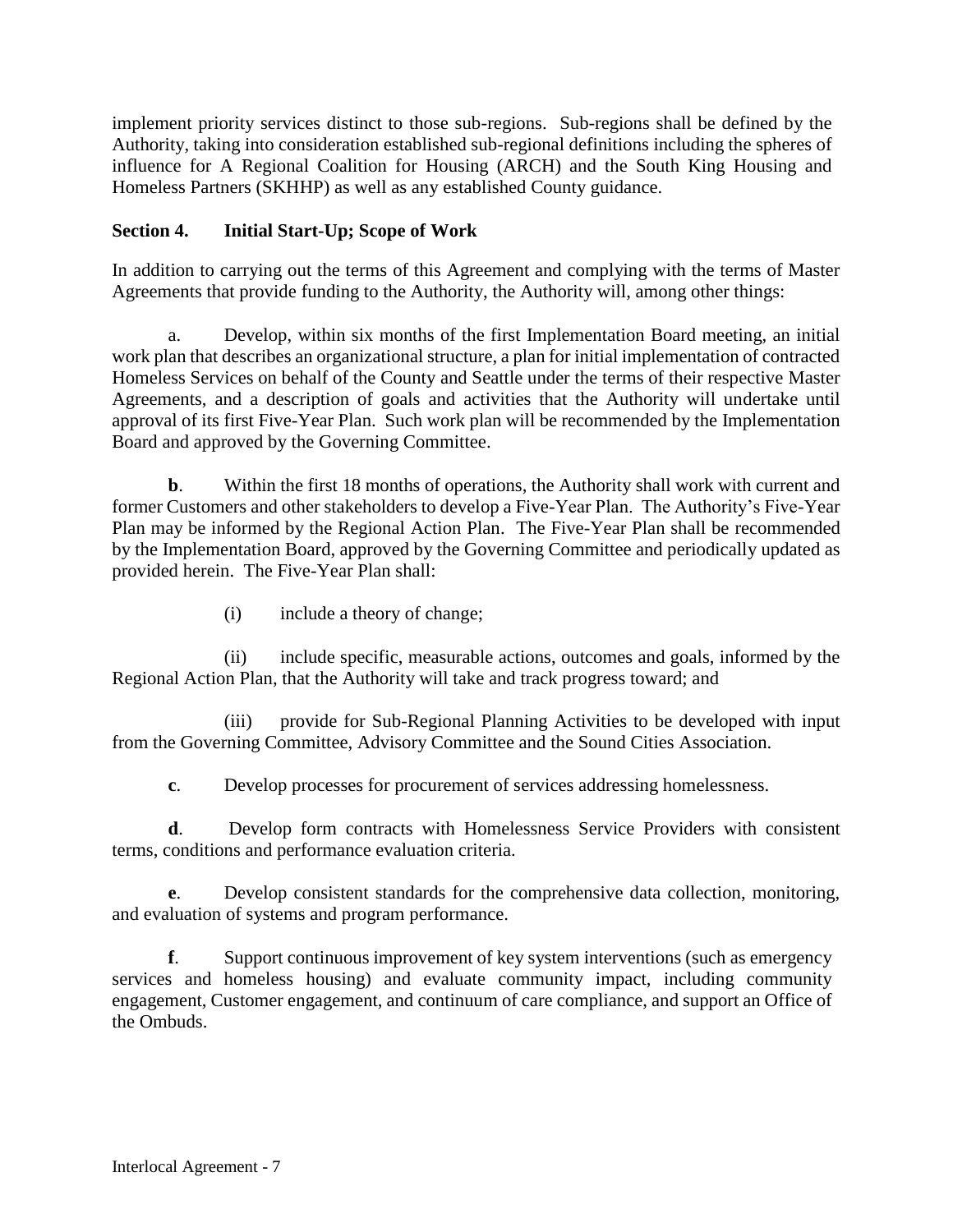implement priority services distinct to those sub-regions. Sub-regions shall be defined by the Authority, taking into consideration established sub-regional definitions including the spheres of influence for A Regional Coalition for Housing (ARCH) and the South King Housing and Homeless Partners (SKHHP) as well as any established County guidance.

**Section 4. Initial Start-Up; Scope of Work**

In addition to carrying out the terms of this Agreement and complying with the terms of Master Agreements that provide funding to the Authority, the Authority will, among other things:

a. Develop, within six months of the first Implementation Board meeting, an initial work plan that describes an organizational structure, a plan for initial implementation of contracted Homeless Services on behalf of the County and Seattle under the terms of their respective Master Agreements, and a description of goals and activities that the Authority will undertake until approval of its first Five-Year Plan. Such work plan will be recommended by the Implementation Board and approved by the Governing Committee.

**b**. Within the first 18 months of operations, the Authority shall work with current and former Customers and other stakeholders to develop a Five-Year Plan. The Authority's Five-Year Plan may be informed by the Regional Action Plan. The Five-Year Plan shall be recommended by the Implementation Board, approved by the Governing Committee and periodically updated as provided herein. The Five-Year Plan shall:

(i) include a theory of change;

(ii) include specific, measurable actions, outcomes and goals, informed by the Regional Action Plan, that the Authority will take and track progress toward; and

(iii) provide for Sub-Regional Planning Activities to be developed with input from the Governing Committee, Advisory Committee and the Sound Cities Association.

**c**. Develop processes for procurement of services addressing homelessness.

**d**. Develop form contracts with Homelessness Service Providers with consistent terms, conditions and performance evaluation criteria.

**e**. Develop consistent standards for the comprehensive data collection, monitoring, and evaluation of systems and program performance.

**f**. Support continuous improvement of key system interventions (such as emergency services and homeless housing) and evaluate community impact, including community engagement, Customer engagement, and continuum of care compliance, and support an Office of the Ombuds.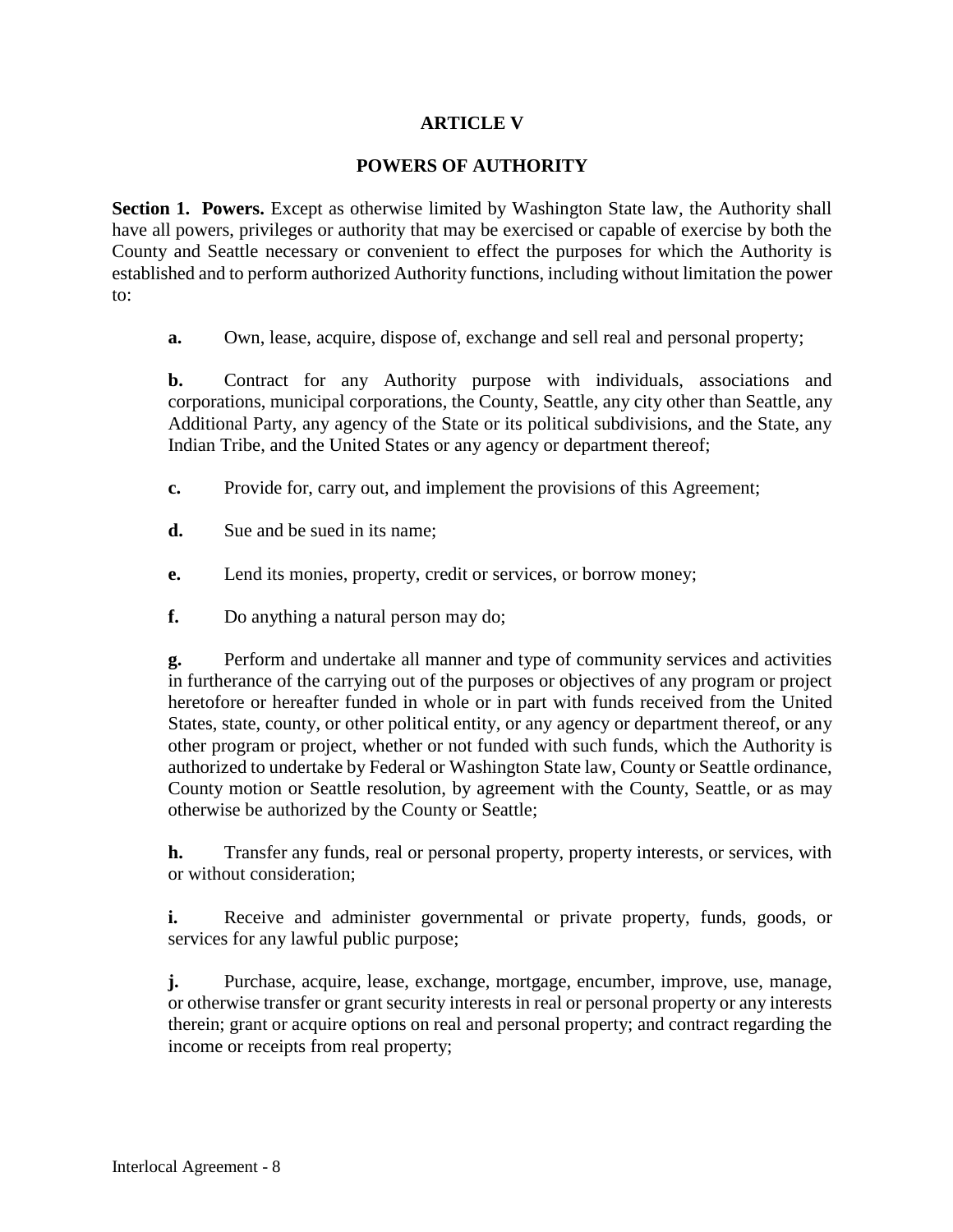# ARTICLE V

## POWERS OF AUTHORITY

**Section 1. Powers.** Except as otherwise limited by Washington State law, the Authority shall have all powers, privileges or authority that may be exercised or capable of exercise by both the County and Seattle necessary or convenient to effect the purposes for which the Authority is established and to perform authorized Authority functions, including without limitation the power to:

**a.** Own, lease, acquire, dispose of, exchange and sell real and personal property;

**b.** Contract for any Authority purpose with individuals, associations and corporations, municipal corporations, the County, Seattle, any city other than Seattle, any Additional Party, any agency of the State or its political subdivisions, and the State, any Indian Tribe, and the United States or any agency or department thereof;

**c.** Provide for, carry out, and implement the provisions of this Agreement;

**d.** Sue and be sued in its name;

**e.** Lend its monies, property, credit or services, or borrow money;

**f.** Do anything a natural person may do;

**g.** Perform and undertake all manner and type of community services and activities in furtherance of the carrying out of the purposes or objectives of any program or project heretofore or hereafter funded in whole or in part with funds received from the United States, state, county, or other political entity, or any agency or department thereof, or any other program or project, whether or not funded with such funds, which the Authority is authorized to undertake by Federal or Washington State law, County or Seattle ordinance, County motion or Seattle resolution, by agreement with the County, Seattle, or as may otherwise be authorized by the County or Seattle;

**h.** Transfer any funds, real or personal property, property interests, or services, with or without consideration;

**i.** Receive and administer governmental or private property, funds, goods, or services for any lawful public purpose;

**j.** Purchase, acquire, lease, exchange, mortgage, encumber, improve, use, manage, or otherwise transfer or grant security interests in real or personal property or any interests therein; grant or acquire options on real and personal property; and contract regarding the income or receipts from real property;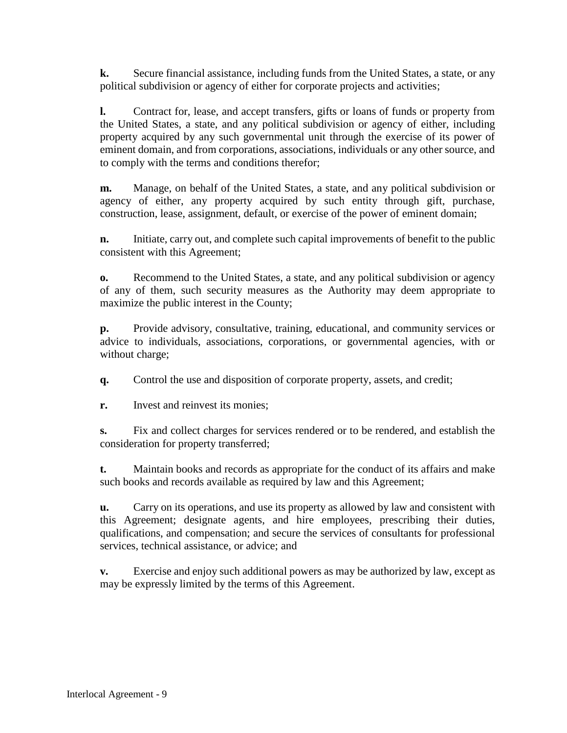**k.** Secure financial assistance, including funds from the United States, a state, or any political subdivision or agency of either for corporate projects and activities;

**l.** Contract for, lease, and accept transfers, gifts or loans of funds or property from the United States, a state, and any political subdivision or agency of either, including property acquired by any such governmental unit through the exercise of its power of eminent domain, and from corporations, associations, individuals or any other source, and to comply with the terms and conditions therefor;

**m.** Manage, on behalf of the United States, a state, and any political subdivision or agency of either, any property acquired by such entity through gift, purchase, construction, lease, assignment, default, or exercise of the power of eminent domain;

**n.** Initiate, carry out, and complete such capital improvements of benefit to the public consistent with this Agreement;

**o.** Recommend to the United States, a state, and any political subdivision or agency of any of them, such security measures as the Authority may deem appropriate to maximize the public interest in the County;

**p.** Provide advisory, consultative, training, educational, and community services or advice to individuals, associations, corporations, or governmental agencies, with or without charge;

**q.** Control the use and disposition of corporate property, assets, and credit;

**r.** Invest and reinvest its monies;

**s.** Fix and collect charges for services rendered or to be rendered, and establish the consideration for property transferred;

**t.** Maintain books and records as appropriate for the conduct of its affairs and make such books and records available as required by law and this Agreement;

**u.** Carry on its operations, and use its property as allowed by law and consistent with this Agreement; designate agents, and hire employees, prescribing their duties, qualifications, and compensation; and secure the services of consultants for professional services, technical assistance, or advice; and

**v.** Exercise and enjoy such additional powers as may be authorized by law, except as may be expressly limited by the terms of this Agreement.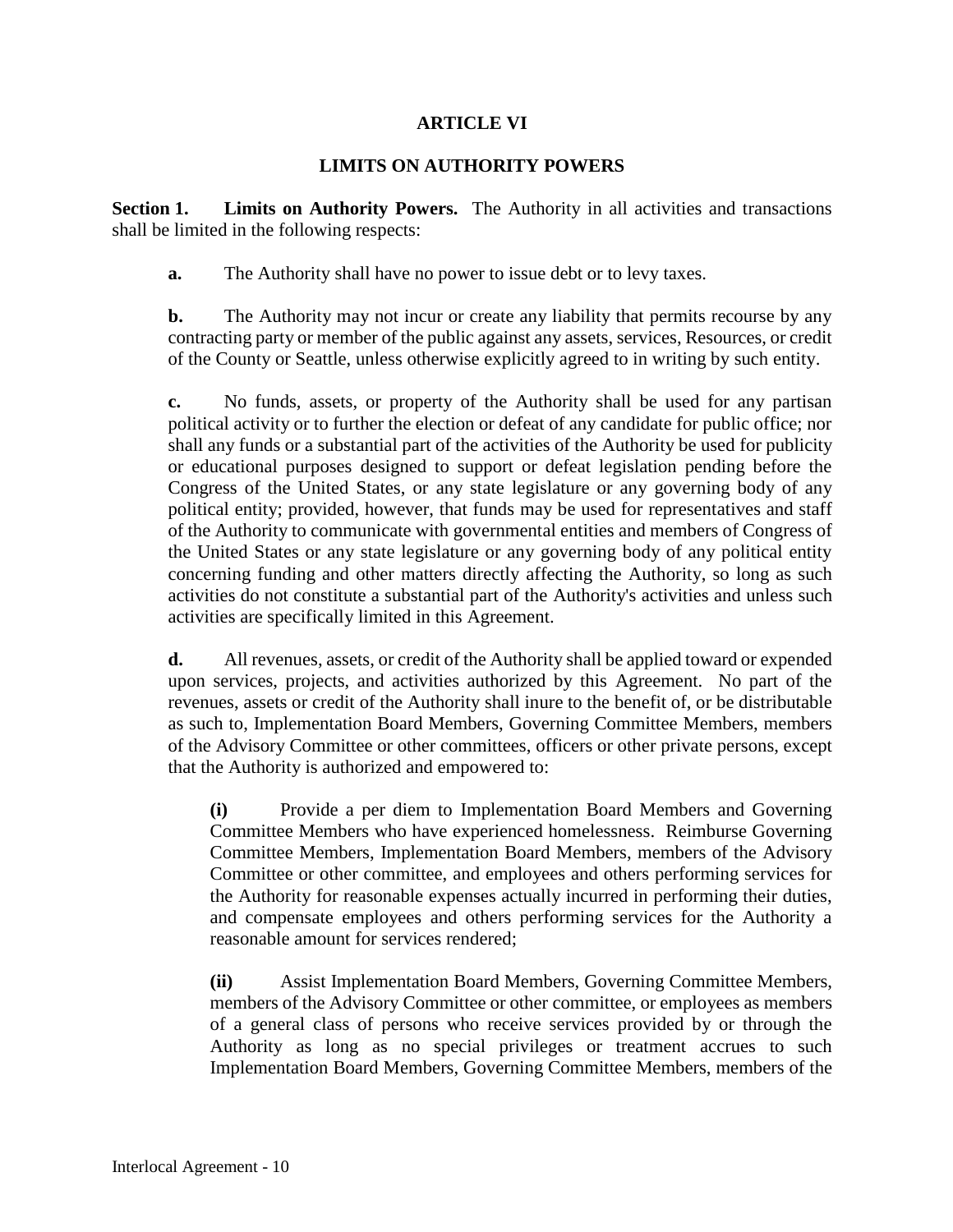## ARTICLE VI

## LIMITS ON AUTHORITY POWERS

**Section 1. Limits on Authority Powers.** The Authority in all activities and transactions shall be limited in the following respects:

**a.** The Authority shall have no power to issue debt or to levy taxes.

**b.** The Authority may not incur or create any liability that permits recourse by any contracting party or member of the public against any assets, services, Resources, or credit of the County or Seattle, unless otherwise explicitly agreed to in writing by such entity.

**c.** No funds, assets, or property of the Authority shall be used for any partisan political activity or to further the election or defeat of any candidate for public office; nor shall any funds or a substantial part of the activities of the Authority be used for publicity or educational purposes designed to support or defeat legislation pending before the Congress of the United States, or any state legislature or any governing body of any political entity; provided, however, that funds may be used for representatives and staff of the Authority to communicate with governmental entities and members of Congress of the United States or any state legislature or any governing body of any political entity concerning funding and other matters directly affecting the Authority, so long as such activities do not constitute a substantial part of the Authority's activities and unless such activities are specifically limited in this Agreement.

**d.** All revenues, assets, or credit of the Authority shall be applied toward or expended upon services, projects, and activities authorized by this Agreement. No part of the revenues, assets or credit of the Authority shall inure to the benefit of, or be distributable as such to, Implementation Board Members, Governing Committee Members, members of the Advisory Committee or other committees, officers or other private persons, except that the Authority is authorized and empowered to:

**(i)** Provide a per diem to Implementation Board Members and Governing Committee Members who have experienced homelessness. Reimburse Governing Committee Members, Implementation Board Members, members of the Advisory Committee or other committee, and employees and others performing services for the Authority for reasonable expenses actually incurred in performing their duties, and compensate employees and others performing services for the Authority a reasonable amount for services rendered;

**(ii)** Assist Implementation Board Members, Governing Committee Members, members of the Advisory Committee or other committee, or employees as members of a general class of persons who receive services provided by or through the Authority as long as no special privileges or treatment accrues to such Implementation Board Members, Governing Committee Members, members of the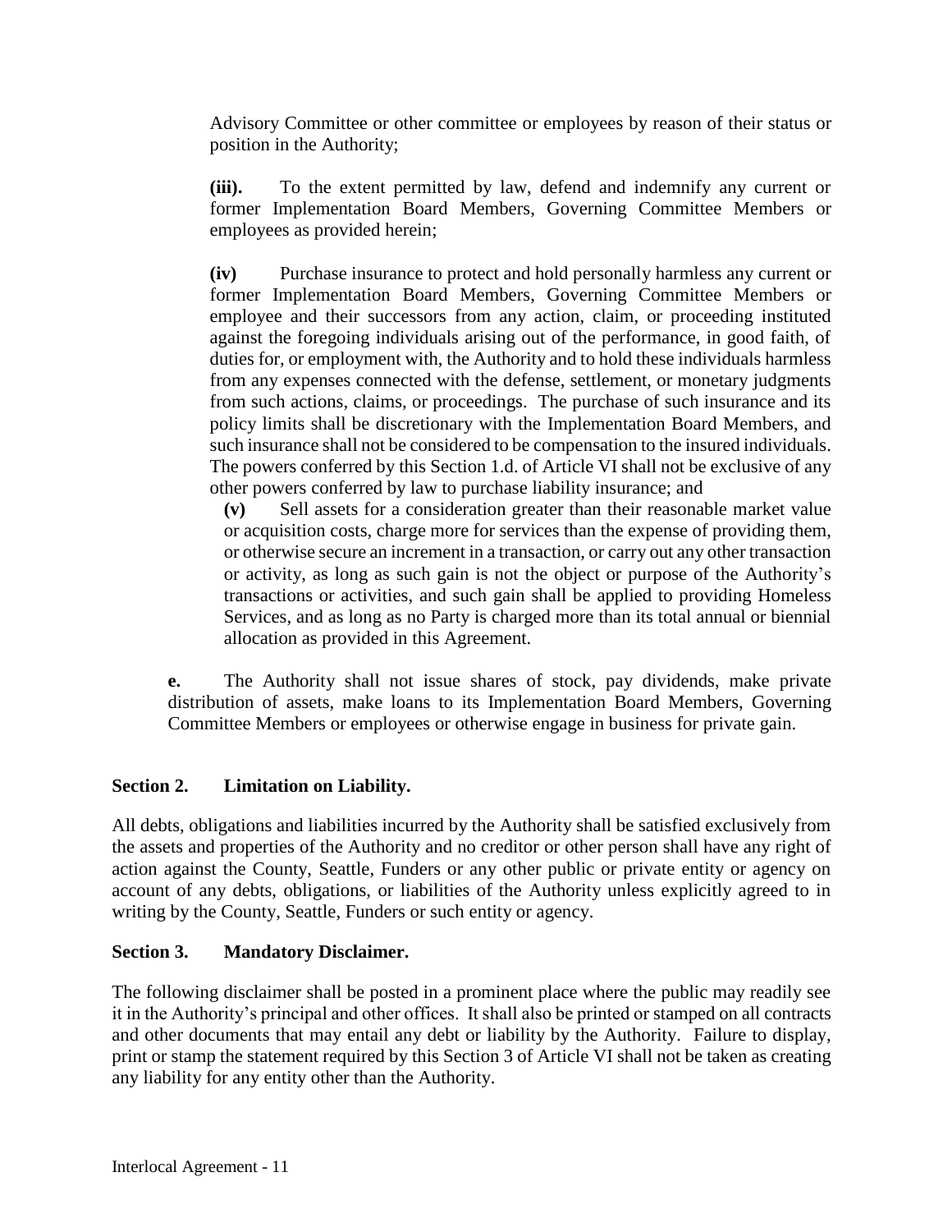Advisory Committee or other committee or employees by reason of their status or position in the Authority;

**(iii).** To the extent permitted by law, defend and indemnify any current or former Implementation Board Members, Governing Committee Members or employees as provided herein;

**(iv)** Purchase insurance to protect and hold personally harmless any current or former Implementation Board Members, Governing Committee Members or employee and their successors from any action, claim, or proceeding instituted against the foregoing individuals arising out of the performance, in good faith, of duties for, or employment with, the Authority and to hold these individuals harmless from any expenses connected with the defense, settlement, or monetary judgments from such actions, claims, or proceedings. The purchase of such insurance and its policy limits shall be discretionary with the Implementation Board Members, and such insurance shall not be considered to be compensation to the insured individuals. The powers conferred by this Section 1.d. of Article VI shall not be exclusive of any other powers conferred by law to purchase liability insurance; and

**(v)** Sell assets for a consideration greater than their reasonable market value or acquisition costs, charge more for services than the expense of providing them, or otherwise secure an increment in a transaction, or carry out any other transaction or activity, as long as such gain is not the object or purpose of the Authority's transactions or activities, and such gain shall be applied to providing Homeless Services, and as long as no Party is charged more than its total annual or biennial allocation as provided in this Agreement.

**e.** The Authority shall not issue shares of stock, pay dividends, make private distribution of assets, make loans to its Implementation Board Members, Governing Committee Members or employees or otherwise engage in business for private gain.

### Section 2. Limitation on Liability.

All debts, obligations and liabilities incurred by the Authority shall be satisfied exclusively from the assets and properties of the Authority and no creditor or other person shall have any right of action against the County, Seattle, Funders or any other public or private entity or agency on account of any debts, obligations, or liabilities of the Authority unless explicitly agreed to in writing by the County, Seattle, Funders or such entity or agency.

### Section 3. Mandatory Disclaimer.

The following disclaimer shall be posted in a prominent place where the public may readily see it in the Authority's principal and other offices. It shall also be printed or stamped on all contracts and other documents that may entail any debt or liability by the Authority. Failure to display, print or stamp the statement required by this Section 3 of Article VI shall not be taken as creating any liability for any entity other than the Authority.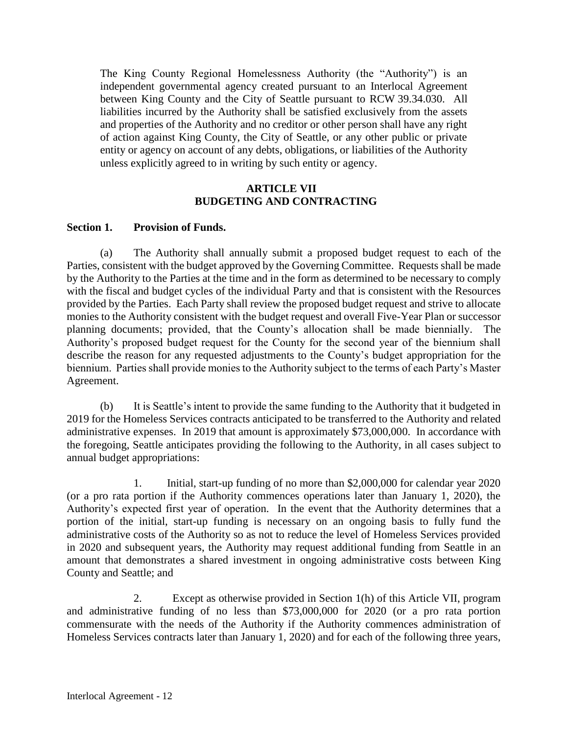The King County Regional Homelessness Authority (the "Authority") is an independent governmental agency created pursuant to an Interlocal Agreement between King County and the City of Seattle pursuant to RCW 39.34.030. All liabilities incurred by the Authority shall be satisfied exclusively from the assets and properties of the Authority and no creditor or other person shall have any right of action against King County, the City of Seattle, or any other public or private entity or agency on account of any debts, obligations, or liabilities of the Authority unless explicitly agreed to in writing by such entity or agency.

## ARTICLE VII
## BUDGETING AND CONTRACTING

**Section 1. Provision of Funds.**

(a) The Authority shall annually submit a proposed budget request to each of the Parties, consistent with the budget approved by the Governing Committee. Requests shall be made by the Authority to the Parties at the time and in the form as determined to be necessary to comply with the fiscal and budget cycles of the individual Party and that is consistent with the Resources provided by the Parties. Each Party shall review the proposed budget request and strive to allocate monies to the Authority consistent with the budget request and overall Five-Year Plan or successor planning documents; provided, that the County's allocation shall be made biennially. The Authority's proposed budget request for the County for the second year of the biennium shall describe the reason for any requested adjustments to the County's budget appropriation for the biennium. Parties shall provide monies to the Authority subject to the terms of each Party's Master Agreement.

(b) It is Seattle's intent to provide the same funding to the Authority that it budgeted in 2019 for the Homeless Services contracts anticipated to be transferred to the Authority and related administrative expenses. In 2019 that amount is approximately $73,000,000. In accordance with the foregoing, Seattle anticipates providing the following to the Authority, in all cases subject to annual budget appropriations:

1. Initial, start-up funding of no more than $2,000,000 for calendar year 2020 (or a pro rata portion if the Authority commences operations later than January 1, 2020), the Authority's expected first year of operation. In the event that the Authority determines that a portion of the initial, start-up funding is necessary on an ongoing basis to fully fund the administrative costs of the Authority so as not to reduce the level of Homeless Services provided in 2020 and subsequent years, the Authority may request additional funding from Seattle in an amount that demonstrates a shared investment in ongoing administrative costs between King County and Seattle; and

2. Except as otherwise provided in Section 1(h) of this Article VII, program and administrative funding of no less than $73,000,000 for 2020 (or a pro rata portion commensurate with the needs of the Authority if the Authority commences administration of Homeless Services contracts later than January 1, 2020) and for each of the following three years,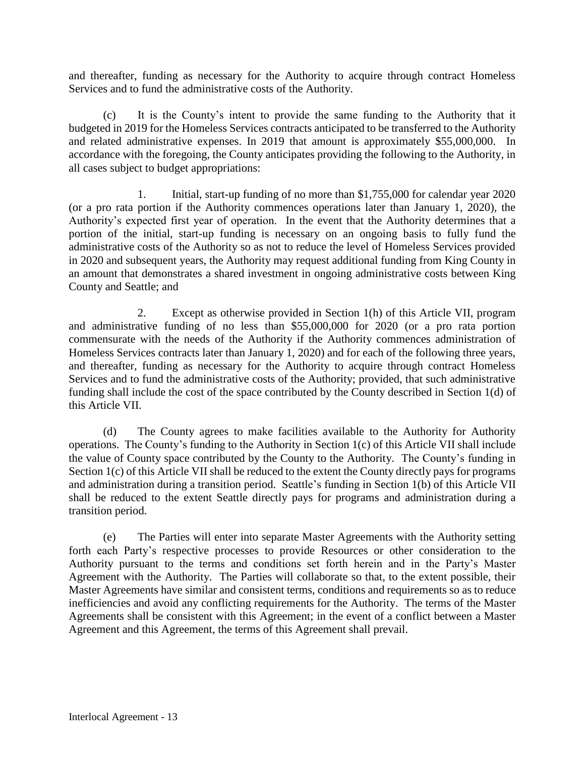and thereafter, funding as necessary for the Authority to acquire through contract Homeless Services and to fund the administrative costs of the Authority.

(c) It is the County's intent to provide the same funding to the Authority that it budgeted in 2019 for the Homeless Services contracts anticipated to be transferred to the Authority and related administrative expenses. In 2019 that amount is approximately $55,000,000. In accordance with the foregoing, the County anticipates providing the following to the Authority, in all cases subject to budget appropriations:

1. Initial, start-up funding of no more than $1,755,000 for calendar year 2020 (or a pro rata portion if the Authority commences operations later than January 1, 2020), the Authority's expected first year of operation. In the event that the Authority determines that a portion of the initial, start-up funding is necessary on an ongoing basis to fully fund the administrative costs of the Authority so as not to reduce the level of Homeless Services provided in 2020 and subsequent years, the Authority may request additional funding from King County in an amount that demonstrates a shared investment in ongoing administrative costs between King County and Seattle; and

2. Except as otherwise provided in Section 1(h) of this Article VII, program and administrative funding of no less than $55,000,000 for 2020 (or a pro rata portion commensurate with the needs of the Authority if the Authority commences administration of Homeless Services contracts later than January 1, 2020) and for each of the following three years, and thereafter, funding as necessary for the Authority to acquire through contract Homeless Services and to fund the administrative costs of the Authority; provided, that such administrative funding shall include the cost of the space contributed by the County described in Section 1(d) of this Article VII.

(d) The County agrees to make facilities available to the Authority for Authority operations. The County's funding to the Authority in Section 1(c) of this Article VII shall include the value of County space contributed by the County to the Authority. The County's funding in Section 1(c) of this Article VII shall be reduced to the extent the County directly pays for programs and administration during a transition period. Seattle's funding in Section 1(b) of this Article VII shall be reduced to the extent Seattle directly pays for programs and administration during a transition period.

(e) The Parties will enter into separate Master Agreements with the Authority setting forth each Party's respective processes to provide Resources or other consideration to the Authority pursuant to the terms and conditions set forth herein and in the Party's Master Agreement with the Authority. The Parties will collaborate so that, to the extent possible, their Master Agreements have similar and consistent terms, conditions and requirements so as to reduce inefficiencies and avoid any conflicting requirements for the Authority. The terms of the Master Agreements shall be consistent with this Agreement; in the event of a conflict between a Master Agreement and this Agreement, the terms of this Agreement shall prevail.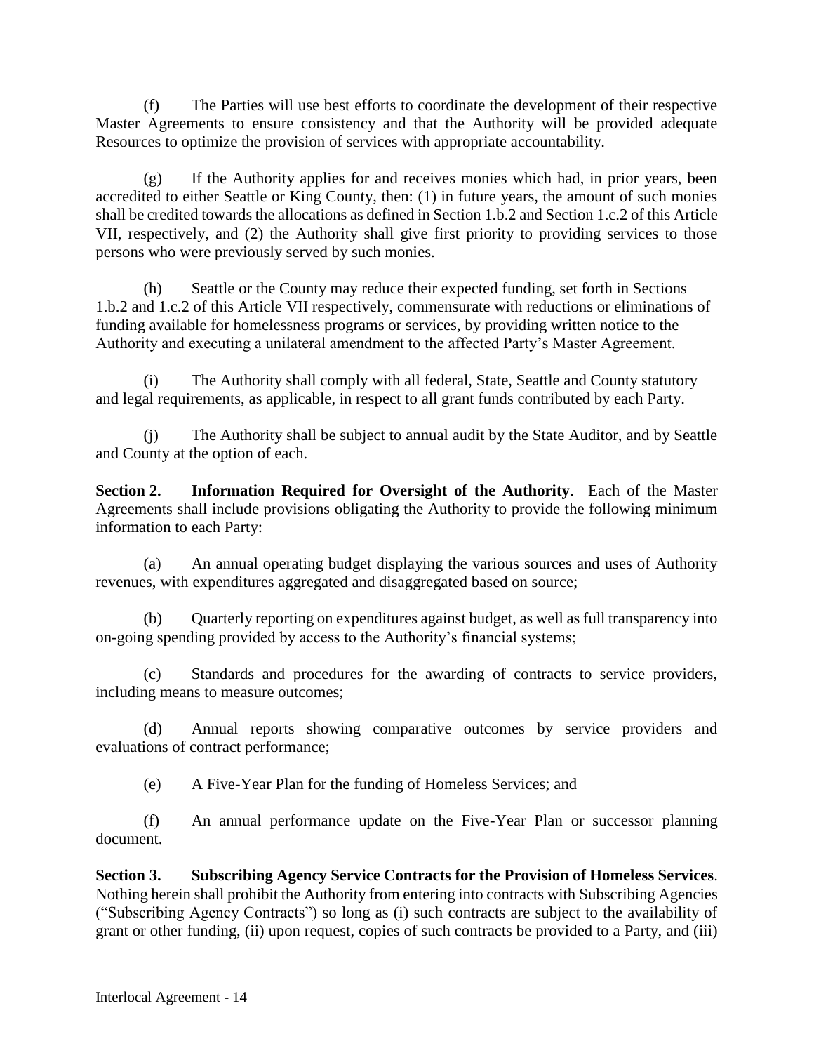(f) The Parties will use best efforts to coordinate the development of their respective Master Agreements to ensure consistency and that the Authority will be provided adequate Resources to optimize the provision of services with appropriate accountability.

(g) If the Authority applies for and receives monies which had, in prior years, been accredited to either Seattle or King County, then: (1) in future years, the amount of such monies shall be credited towards the allocations as defined in Section 1.b.2 and Section 1.c.2 of this Article VII, respectively, and (2) the Authority shall give first priority to providing services to those persons who were previously served by such monies.

(h) Seattle or the County may reduce their expected funding, set forth in Sections 1.b.2 and 1.c.2 of this Article VII respectively, commensurate with reductions or eliminations of funding available for homelessness programs or services, by providing written notice to the Authority and executing a unilateral amendment to the affected Party's Master Agreement.

(i) The Authority shall comply with all federal, State, Seattle and County statutory and legal requirements, as applicable, in respect to all grant funds contributed by each Party.

(j) The Authority shall be subject to annual audit by the State Auditor, and by Seattle and County at the option of each.

**Section 2. Information Required for Oversight of the Authority**. Each of the Master Agreements shall include provisions obligating the Authority to provide the following minimum information to each Party:

(a) An annual operating budget displaying the various sources and uses of Authority revenues, with expenditures aggregated and disaggregated based on source;

(b) Quarterly reporting on expenditures against budget, as well as full transparency into on-going spending provided by access to the Authority's financial systems;

(c) Standards and procedures for the awarding of contracts to service providers, including means to measure outcomes;

(d) Annual reports showing comparative outcomes by service providers and evaluations of contract performance;

(e) A Five-Year Plan for the funding of Homeless Services; and

(f) An annual performance update on the Five-Year Plan or successor planning document.

**Section 3. Subscribing Agency Service Contracts for the Provision of Homeless Services**. Nothing herein shall prohibit the Authority from entering into contracts with Subscribing Agencies ("Subscribing Agency Contracts") so long as (i) such contracts are subject to the availability of grant or other funding, (ii) upon request, copies of such contracts be provided to a Party, and (iii)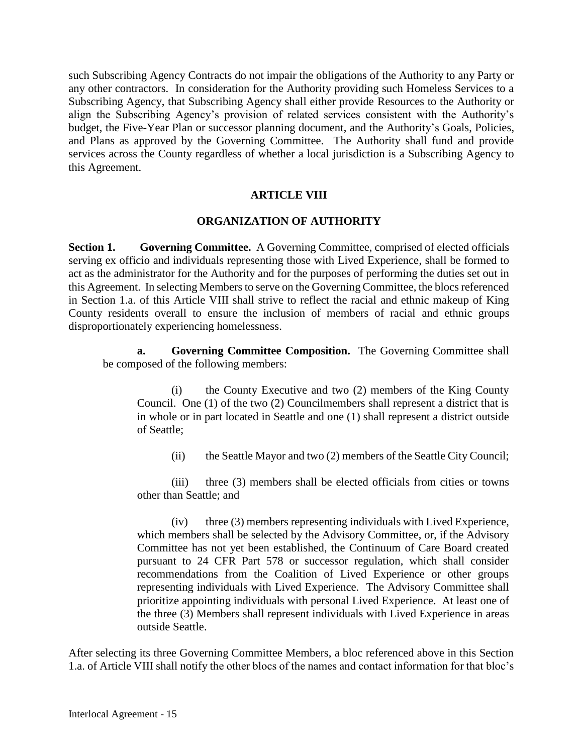such Subscribing Agency Contracts do not impair the obligations of the Authority to any Party or any other contractors. In consideration for the Authority providing such Homeless Services to a Subscribing Agency, that Subscribing Agency shall either provide Resources to the Authority or align the Subscribing Agency's provision of related services consistent with the Authority's budget, the Five-Year Plan or successor planning document, and the Authority's Goals, Policies, and Plans as approved by the Governing Committee. The Authority shall fund and provide services across the County regardless of whether a local jurisdiction is a Subscribing Agency to this Agreement.

## ARTICLE VIII

## ORGANIZATION OF AUTHORITY

**Section 1. Governing Committee.** A Governing Committee, comprised of elected officials serving ex officio and individuals representing those with Lived Experience, shall be formed to act as the administrator for the Authority and for the purposes of performing the duties set out in this Agreement. In selecting Members to serve on the Governing Committee, the blocs referenced in Section 1.a. of this Article VIII shall strive to reflect the racial and ethnic makeup of King County residents overall to ensure the inclusion of members of racial and ethnic groups disproportionately experiencing homelessness.

**a. Governing Committee Composition.** The Governing Committee shall be composed of the following members:

(i) the County Executive and two (2) members of the King County Council. One (1) of the two (2) Councilmembers shall represent a district that is in whole or in part located in Seattle and one (1) shall represent a district outside of Seattle;

(ii) the Seattle Mayor and two (2) members of the Seattle City Council;

(iii) three (3) members shall be elected officials from cities or towns other than Seattle; and

(iv) three (3) members representing individuals with Lived Experience, which members shall be selected by the Advisory Committee, or, if the Advisory Committee has not yet been established, the Continuum of Care Board created pursuant to 24 CFR Part 578 or successor regulation, which shall consider recommendations from the Coalition of Lived Experience or other groups representing individuals with Lived Experience. The Advisory Committee shall prioritize appointing individuals with personal Lived Experience. At least one of the three (3) Members shall represent individuals with Lived Experience in areas outside Seattle.

After selecting its three Governing Committee Members, a bloc referenced above in this Section 1.a. of Article VIII shall notify the other blocs of the names and contact information for that bloc's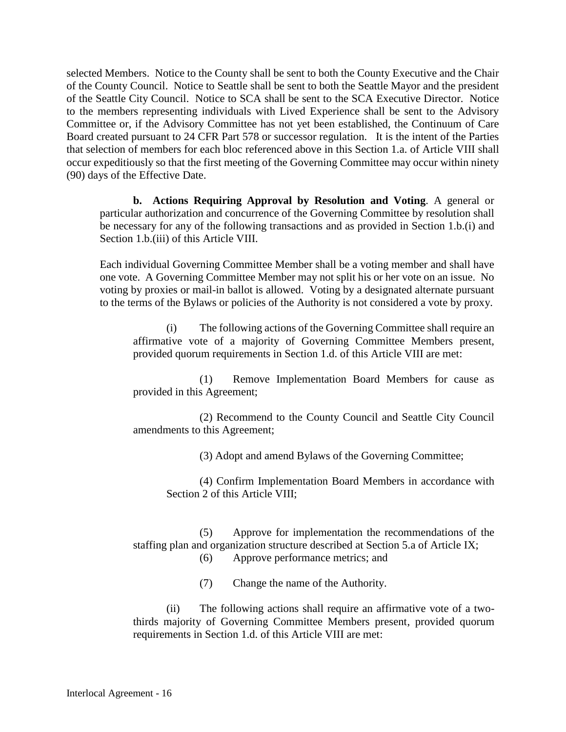selected Members. Notice to the County shall be sent to both the County Executive and the Chair of the County Council. Notice to Seattle shall be sent to both the Seattle Mayor and the president of the Seattle City Council. Notice to SCA shall be sent to the SCA Executive Director. Notice to the members representing individuals with Lived Experience shall be sent to the Advisory Committee or, if the Advisory Committee has not yet been established, the Continuum of Care Board created pursuant to 24 CFR Part 578 or successor regulation. It is the intent of the Parties that selection of members for each bloc referenced above in this Section 1.a. of Article VIII shall occur expeditiously so that the first meeting of the Governing Committee may occur within ninety (90) days of the Effective Date.

**b. Actions Requiring Approval by Resolution and Voting**. A general or particular authorization and concurrence of the Governing Committee by resolution shall be necessary for any of the following transactions and as provided in Section 1.b.(i) and Section 1.b.(iii) of this Article VIII.

Each individual Governing Committee Member shall be a voting member and shall have one vote. A Governing Committee Member may not split his or her vote on an issue. No voting by proxies or mail-in ballot is allowed. Voting by a designated alternate pursuant to the terms of the Bylaws or policies of the Authority is not considered a vote by proxy.

(i) The following actions of the Governing Committee shall require an affirmative vote of a majority of Governing Committee Members present, provided quorum requirements in Section 1.d. of this Article VIII are met:

(1) Remove Implementation Board Members for cause as provided in this Agreement;

(2) Recommend to the County Council and Seattle City Council amendments to this Agreement;

(3) Adopt and amend Bylaws of the Governing Committee;

(4) Confirm Implementation Board Members in accordance with Section 2 of this Article VIII;

(5) Approve for implementation the recommendations of the staffing plan and organization structure described at Section 5.a of Article IX;

(6) Approve performance metrics; and

(7) Change the name of the Authority.

(ii) The following actions shall require an affirmative vote of a two-thirds majority of Governing Committee Members present, provided quorum requirements in Section 1.d. of this Article VIII are met: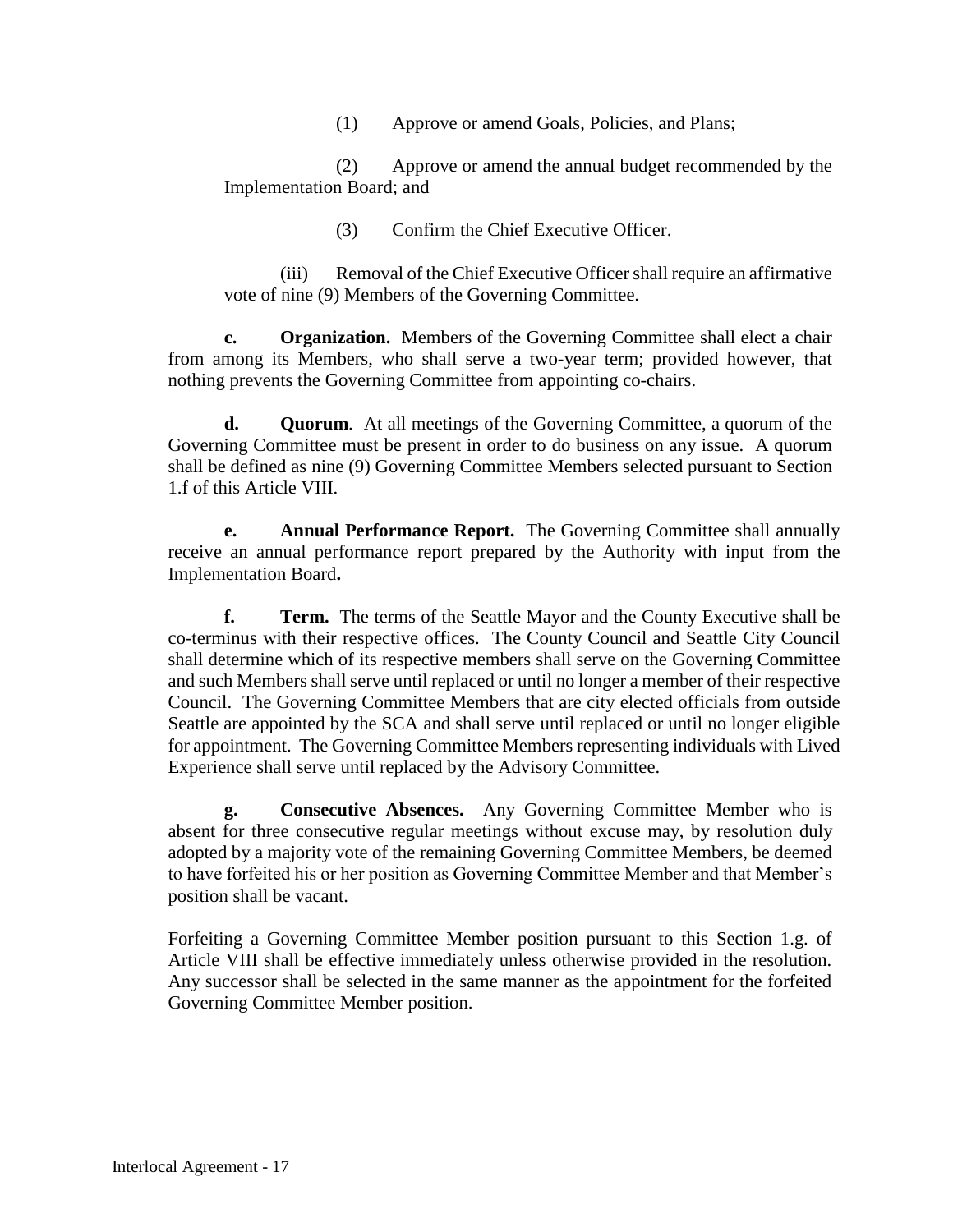(1) Approve or amend Goals, Policies, and Plans;

(2) Approve or amend the annual budget recommended by the Implementation Board; and

(3) Confirm the Chief Executive Officer.

(iii) Removal of the Chief Executive Officer shall require an affirmative vote of nine (9) Members of the Governing Committee.

**c. Organization.** Members of the Governing Committee shall elect a chair from among its Members, who shall serve a two-year term; provided however, that nothing prevents the Governing Committee from appointing co-chairs.

**d. Quorum**. At all meetings of the Governing Committee, a quorum of the Governing Committee must be present in order to do business on any issue. A quorum shall be defined as nine (9) Governing Committee Members selected pursuant to Section 1.f of this Article VIII.

**e. Annual Performance Report.** The Governing Committee shall annually receive an annual performance report prepared by the Authority with input from the Implementation Board**.**

**f. Term.** The terms of the Seattle Mayor and the County Executive shall be co-terminus with their respective offices. The County Council and Seattle City Council shall determine which of its respective members shall serve on the Governing Committee and such Members shall serve until replaced or until no longer a member of their respective Council. The Governing Committee Members that are city elected officials from outside Seattle are appointed by the SCA and shall serve until replaced or until no longer eligible for appointment. The Governing Committee Members representing individuals with Lived Experience shall serve until replaced by the Advisory Committee.

**g. Consecutive Absences.** Any Governing Committee Member who is absent for three consecutive regular meetings without excuse may, by resolution duly adopted by a majority vote of the remaining Governing Committee Members, be deemed to have forfeited his or her position as Governing Committee Member and that Member's position shall be vacant.

Forfeiting a Governing Committee Member position pursuant to this Section 1.g. of Article VIII shall be effective immediately unless otherwise provided in the resolution. Any successor shall be selected in the same manner as the appointment for the forfeited Governing Committee Member position.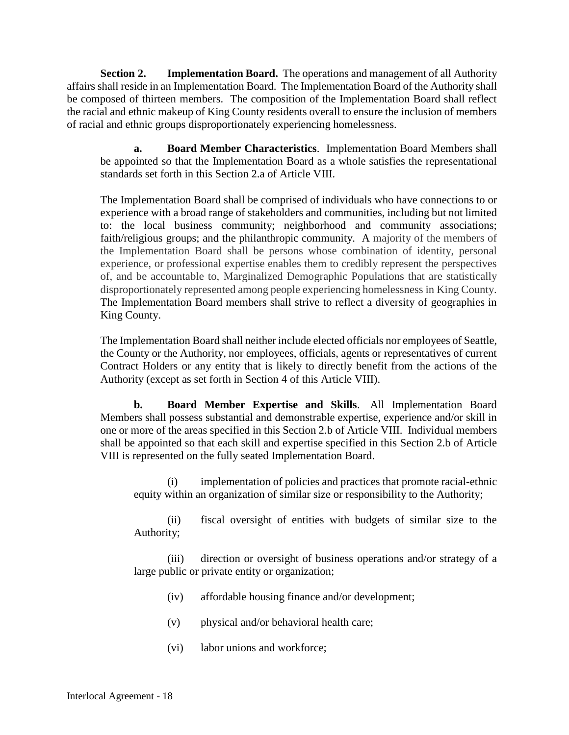**Section 2. Implementation Board.** The operations and management of all Authority affairs shall reside in an Implementation Board. The Implementation Board of the Authority shall be composed of thirteen members. The composition of the Implementation Board shall reflect the racial and ethnic makeup of King County residents overall to ensure the inclusion of members of racial and ethnic groups disproportionately experiencing homelessness.

**a. Board Member Characteristics**. Implementation Board Members shall be appointed so that the Implementation Board as a whole satisfies the representational standards set forth in this Section 2.a of Article VIII.

The Implementation Board shall be comprised of individuals who have connections to or experience with a broad range of stakeholders and communities, including but not limited to: the local business community; neighborhood and community associations; faith/religious groups; and the philanthropic community. A majority of the members of the Implementation Board shall be persons whose combination of identity, personal experience, or professional expertise enables them to credibly represent the perspectives of, and be accountable to, Marginalized Demographic Populations that are statistically disproportionately represented among people experiencing homelessness in King County. The Implementation Board members shall strive to reflect a diversity of geographies in King County.

The Implementation Board shall neither include elected officials nor employees of Seattle, the County or the Authority, nor employees, officials, agents or representatives of current Contract Holders or any entity that is likely to directly benefit from the actions of the Authority (except as set forth in Section 4 of this Article VIII).

**b. Board Member Expertise and Skills**. All Implementation Board Members shall possess substantial and demonstrable expertise, experience and/or skill in one or more of the areas specified in this Section 2.b of Article VIII. Individual members shall be appointed so that each skill and expertise specified in this Section 2.b of Article VIII is represented on the fully seated Implementation Board.

(i) implementation of policies and practices that promote racial-ethnic equity within an organization of similar size or responsibility to the Authority;

(ii) fiscal oversight of entities with budgets of similar size to the Authority;

(iii) direction or oversight of business operations and/or strategy of a large public or private entity or organization;

(iv) affordable housing finance and/or development;

(v) physical and/or behavioral health care;

(vi) labor unions and workforce;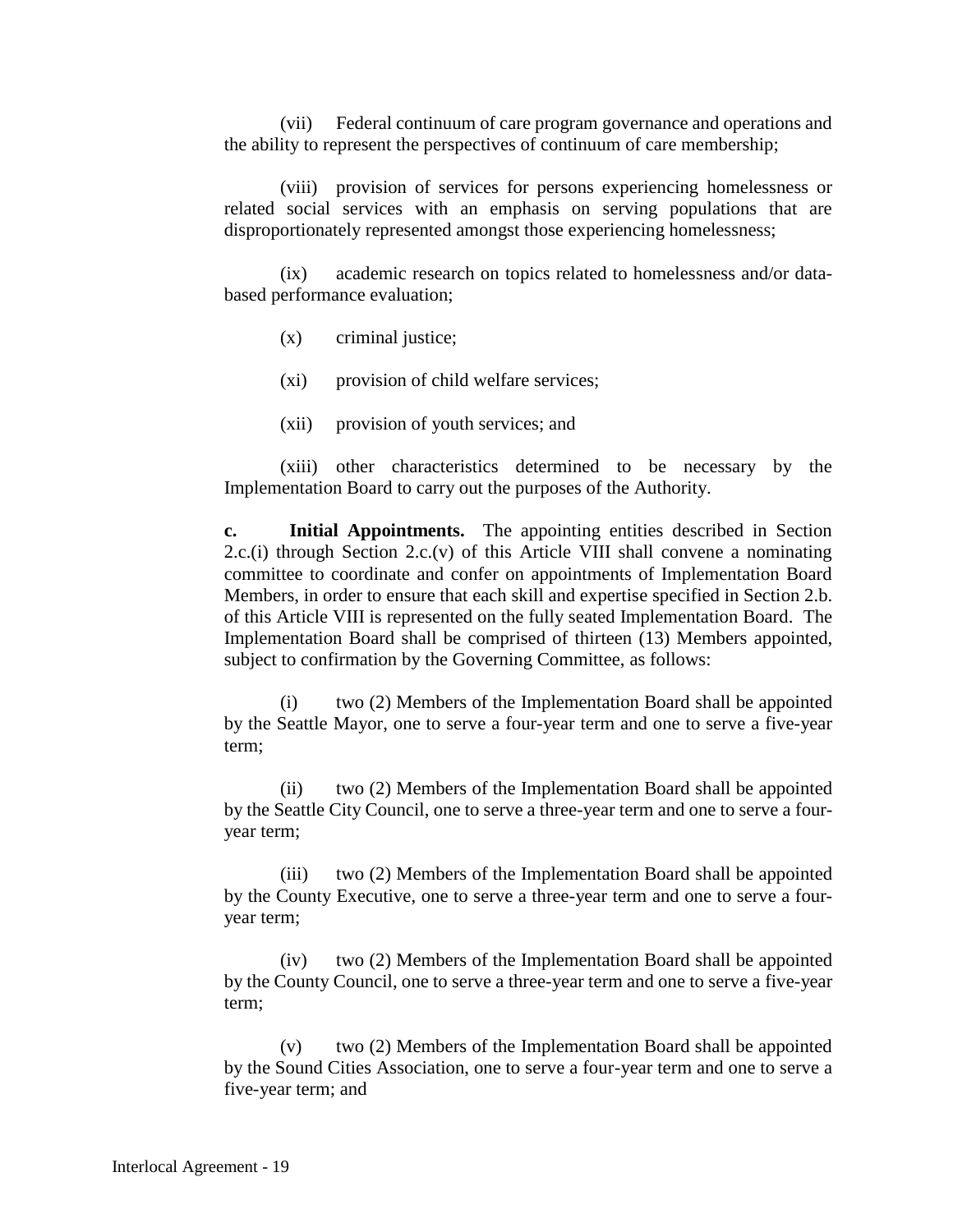(vii) Federal continuum of care program governance and operations and the ability to represent the perspectives of continuum of care membership;

(viii) provision of services for persons experiencing homelessness or related social services with an emphasis on serving populations that are disproportionately represented amongst those experiencing homelessness;

(ix) academic research on topics related to homelessness and/or data-based performance evaluation;

(x) criminal justice;

(xi) provision of child welfare services;

(xii) provision of youth services; and

(xiii) other characteristics determined to be necessary by the Implementation Board to carry out the purposes of the Authority.

**c. Initial Appointments.** The appointing entities described in Section 2.c.(i) through Section 2.c.(v) of this Article VIII shall convene a nominating committee to coordinate and confer on appointments of Implementation Board Members, in order to ensure that each skill and expertise specified in Section 2.b. of this Article VIII is represented on the fully seated Implementation Board. The Implementation Board shall be comprised of thirteen (13) Members appointed, subject to confirmation by the Governing Committee, as follows:

(i) two (2) Members of the Implementation Board shall be appointed by the Seattle Mayor, one to serve a four-year term and one to serve a five-year term;

(ii) two (2) Members of the Implementation Board shall be appointed by the Seattle City Council, one to serve a three-year term and one to serve a four-year term;

(iii) two (2) Members of the Implementation Board shall be appointed by the County Executive, one to serve a three-year term and one to serve a four-year term;

(iv) two (2) Members of the Implementation Board shall be appointed by the County Council, one to serve a three-year term and one to serve a five-year term;

(v) two (2) Members of the Implementation Board shall be appointed by the Sound Cities Association, one to serve a four-year term and one to serve a five-year term; and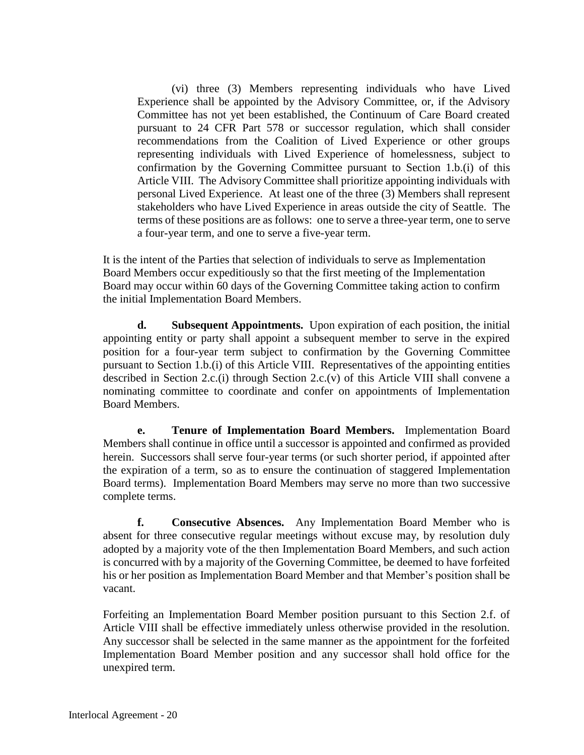(vi) three (3) Members representing individuals who have Lived Experience shall be appointed by the Advisory Committee, or, if the Advisory Committee has not yet been established, the Continuum of Care Board created pursuant to 24 CFR Part 578 or successor regulation, which shall consider recommendations from the Coalition of Lived Experience or other groups representing individuals with Lived Experience of homelessness, subject to confirmation by the Governing Committee pursuant to Section 1.b.(i) of this Article VIII. The Advisory Committee shall prioritize appointing individuals with personal Lived Experience. At least one of the three (3) Members shall represent stakeholders who have Lived Experience in areas outside the city of Seattle. The terms of these positions are as follows: one to serve a three-year term, one to serve a four-year term, and one to serve a five-year term.

It is the intent of the Parties that selection of individuals to serve as Implementation Board Members occur expeditiously so that the first meeting of the Implementation Board may occur within 60 days of the Governing Committee taking action to confirm the initial Implementation Board Members.

**d. Subsequent Appointments.** Upon expiration of each position, the initial appointing entity or party shall appoint a subsequent member to serve in the expired position for a four-year term subject to confirmation by the Governing Committee pursuant to Section 1.b.(i) of this Article VIII. Representatives of the appointing entities described in Section 2.c.(i) through Section 2.c.(v) of this Article VIII shall convene a nominating committee to coordinate and confer on appointments of Implementation Board Members.

**e. Tenure of Implementation Board Members.** Implementation Board Members shall continue in office until a successor is appointed and confirmed as provided herein. Successors shall serve four-year terms (or such shorter period, if appointed after the expiration of a term, so as to ensure the continuation of staggered Implementation Board terms). Implementation Board Members may serve no more than two successive complete terms.

**f. Consecutive Absences.** Any Implementation Board Member who is absent for three consecutive regular meetings without excuse may, by resolution duly adopted by a majority vote of the then Implementation Board Members, and such action is concurred with by a majority of the Governing Committee, be deemed to have forfeited his or her position as Implementation Board Member and that Member's position shall be vacant.

Forfeiting an Implementation Board Member position pursuant to this Section 2.f. of Article VIII shall be effective immediately unless otherwise provided in the resolution. Any successor shall be selected in the same manner as the appointment for the forfeited Implementation Board Member position and any successor shall hold office for the unexpired term.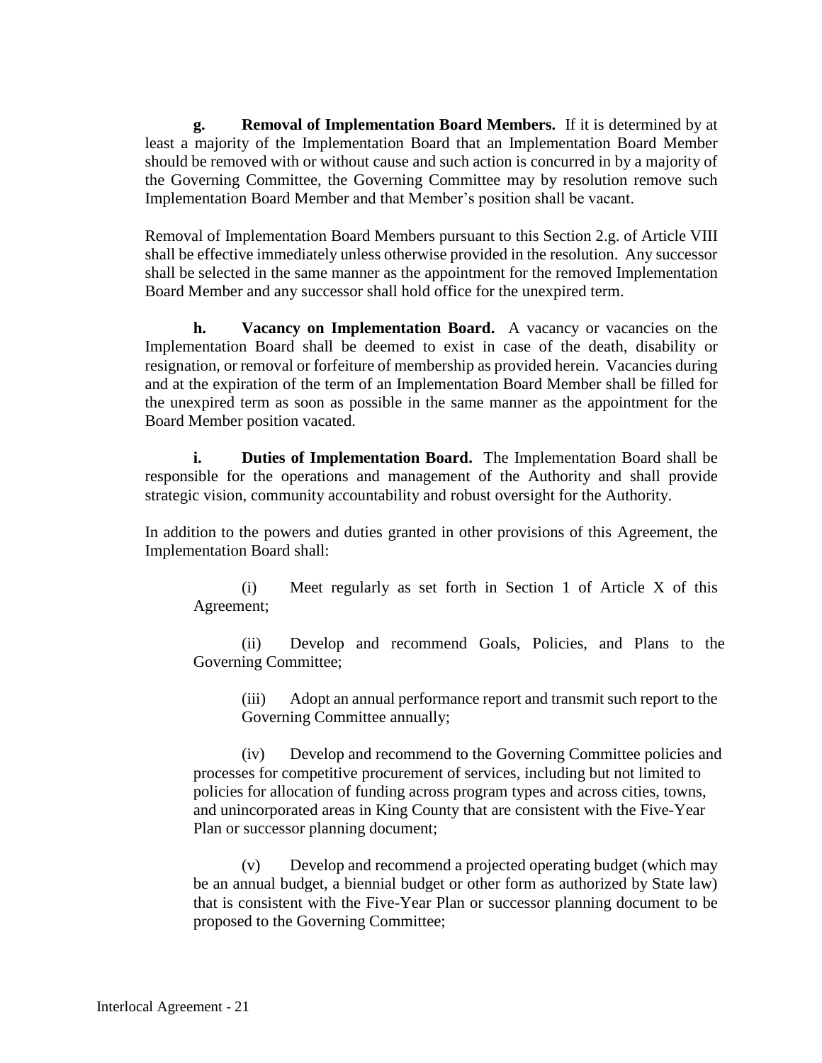**g. Removal of Implementation Board Members.** If it is determined by at least a majority of the Implementation Board that an Implementation Board Member should be removed with or without cause and such action is concurred in by a majority of the Governing Committee, the Governing Committee may by resolution remove such Implementation Board Member and that Member's position shall be vacant.

Removal of Implementation Board Members pursuant to this Section 2.g. of Article VIII shall be effective immediately unless otherwise provided in the resolution. Any successor shall be selected in the same manner as the appointment for the removed Implementation Board Member and any successor shall hold office for the unexpired term.

**h. Vacancy on Implementation Board.** A vacancy or vacancies on the Implementation Board shall be deemed to exist in case of the death, disability or resignation, or removal or forfeiture of membership as provided herein. Vacancies during and at the expiration of the term of an Implementation Board Member shall be filled for the unexpired term as soon as possible in the same manner as the appointment for the Board Member position vacated.

**i. Duties of Implementation Board.** The Implementation Board shall be responsible for the operations and management of the Authority and shall provide strategic vision, community accountability and robust oversight for the Authority.

In addition to the powers and duties granted in other provisions of this Agreement, the Implementation Board shall:

(i) Meet regularly as set forth in Section 1 of Article X of this Agreement;

(ii) Develop and recommend Goals, Policies, and Plans to the Governing Committee;

(iii) Adopt an annual performance report and transmit such report to the Governing Committee annually;

(iv) Develop and recommend to the Governing Committee policies and processes for competitive procurement of services, including but not limited to policies for allocation of funding across program types and across cities, towns, and unincorporated areas in King County that are consistent with the Five-Year Plan or successor planning document;

(v) Develop and recommend a projected operating budget (which may be an annual budget, a biennial budget or other form as authorized by State law) that is consistent with the Five-Year Plan or successor planning document to be proposed to the Governing Committee;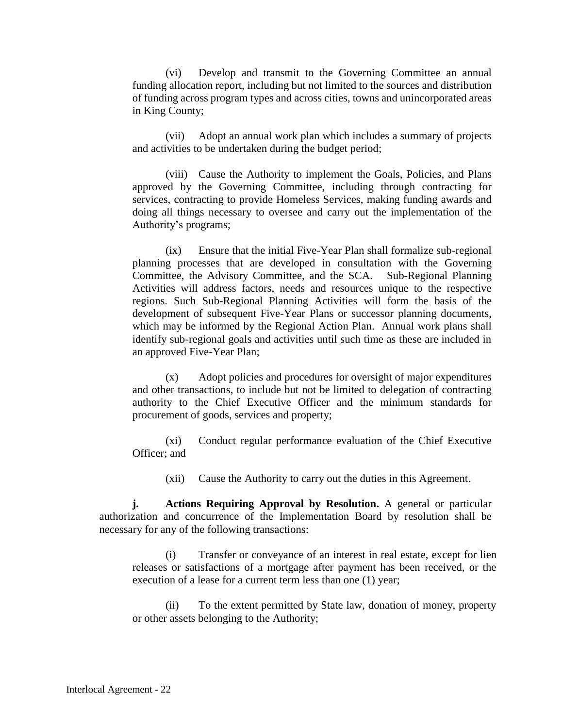(vi) Develop and transmit to the Governing Committee an annual funding allocation report, including but not limited to the sources and distribution of funding across program types and across cities, towns and unincorporated areas in King County;

(vii) Adopt an annual work plan which includes a summary of projects and activities to be undertaken during the budget period;

(viii) Cause the Authority to implement the Goals, Policies, and Plans approved by the Governing Committee, including through contracting for services, contracting to provide Homeless Services, making funding awards and doing all things necessary to oversee and carry out the implementation of the Authority's programs;

(ix) Ensure that the initial Five-Year Plan shall formalize sub-regional planning processes that are developed in consultation with the Governing Committee, the Advisory Committee, and the SCA. Sub-Regional Planning Activities will address factors, needs and resources unique to the respective regions. Such Sub-Regional Planning Activities will form the basis of the development of subsequent Five-Year Plans or successor planning documents, which may be informed by the Regional Action Plan. Annual work plans shall identify sub-regional goals and activities until such time as these are included in an approved Five-Year Plan;

(x) Adopt policies and procedures for oversight of major expenditures and other transactions, to include but not be limited to delegation of contracting authority to the Chief Executive Officer and the minimum standards for procurement of goods, services and property;

(xi) Conduct regular performance evaluation of the Chief Executive Officer; and

(xii) Cause the Authority to carry out the duties in this Agreement.

**j. Actions Requiring Approval by Resolution.** A general or particular authorization and concurrence of the Implementation Board by resolution shall be necessary for any of the following transactions:

(i) Transfer or conveyance of an interest in real estate, except for lien releases or satisfactions of a mortgage after payment has been received, or the execution of a lease for a current term less than one (1) year;

(ii) To the extent permitted by State law, donation of money, property or other assets belonging to the Authority;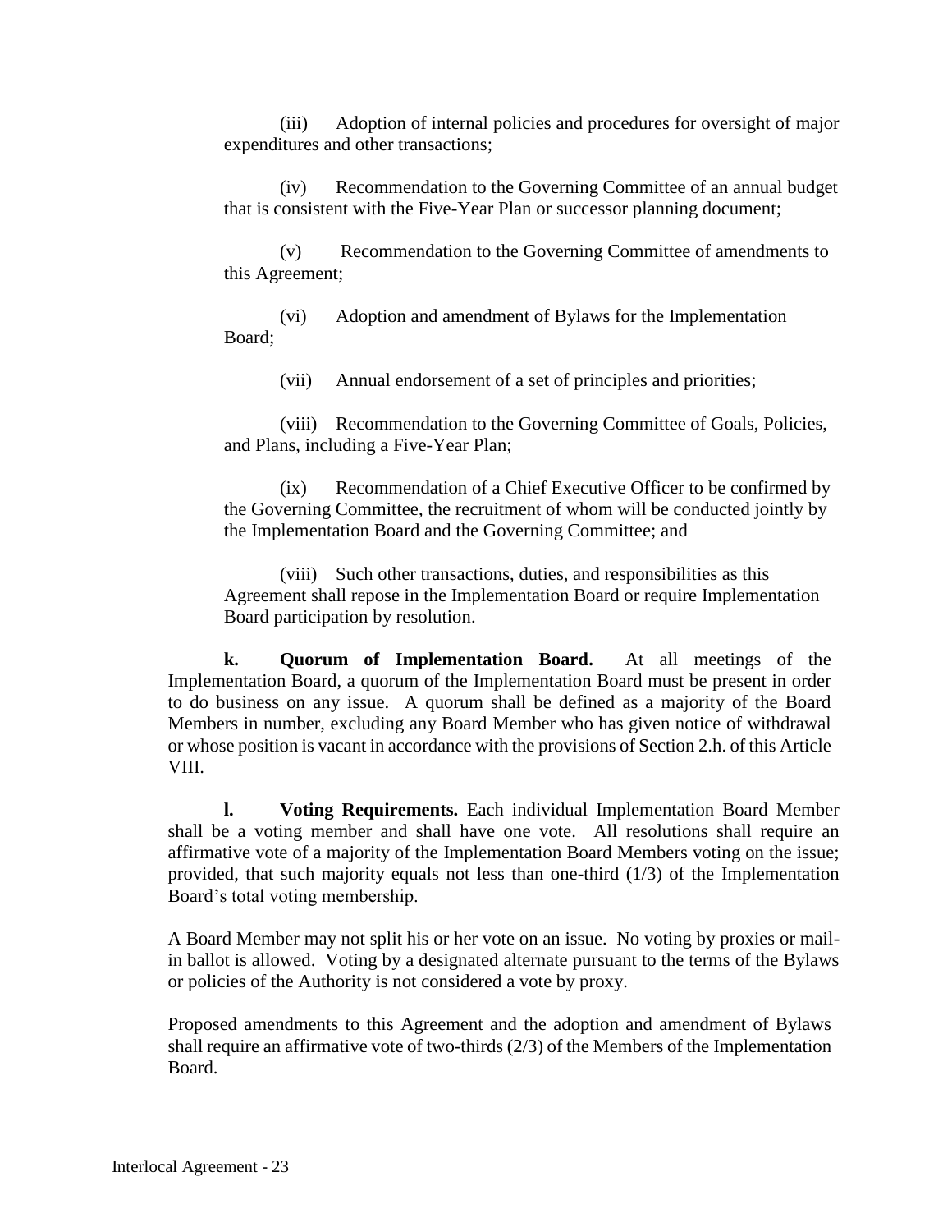(iii) Adoption of internal policies and procedures for oversight of major expenditures and other transactions;

(iv) Recommendation to the Governing Committee of an annual budget that is consistent with the Five-Year Plan or successor planning document;

(v) Recommendation to the Governing Committee of amendments to this Agreement;

(vi) Adoption and amendment of Bylaws for the Implementation Board;

(vii) Annual endorsement of a set of principles and priorities;

(viii) Recommendation to the Governing Committee of Goals, Policies, and Plans, including a Five-Year Plan;

(ix) Recommendation of a Chief Executive Officer to be confirmed by the Governing Committee, the recruitment of whom will be conducted jointly by the Implementation Board and the Governing Committee; and

(viii) Such other transactions, duties, and responsibilities as this Agreement shall repose in the Implementation Board or require Implementation Board participation by resolution.

**k. Quorum of Implementation Board.** At all meetings of the Implementation Board, a quorum of the Implementation Board must be present in order to do business on any issue. A quorum shall be defined as a majority of the Board Members in number, excluding any Board Member who has given notice of withdrawal or whose position is vacant in accordance with the provisions of Section 2.h. of this Article VIII.

**l. Voting Requirements.** Each individual Implementation Board Member shall be a voting member and shall have one vote. All resolutions shall require an affirmative vote of a majority of the Implementation Board Members voting on the issue; provided, that such majority equals not less than one-third (1/3) of the Implementation Board's total voting membership.

A Board Member may not split his or her vote on an issue. No voting by proxies or mail-in ballot is allowed. Voting by a designated alternate pursuant to the terms of the Bylaws or policies of the Authority is not considered a vote by proxy.

Proposed amendments to this Agreement and the adoption and amendment of Bylaws shall require an affirmative vote of two-thirds (2/3) of the Members of the Implementation Board.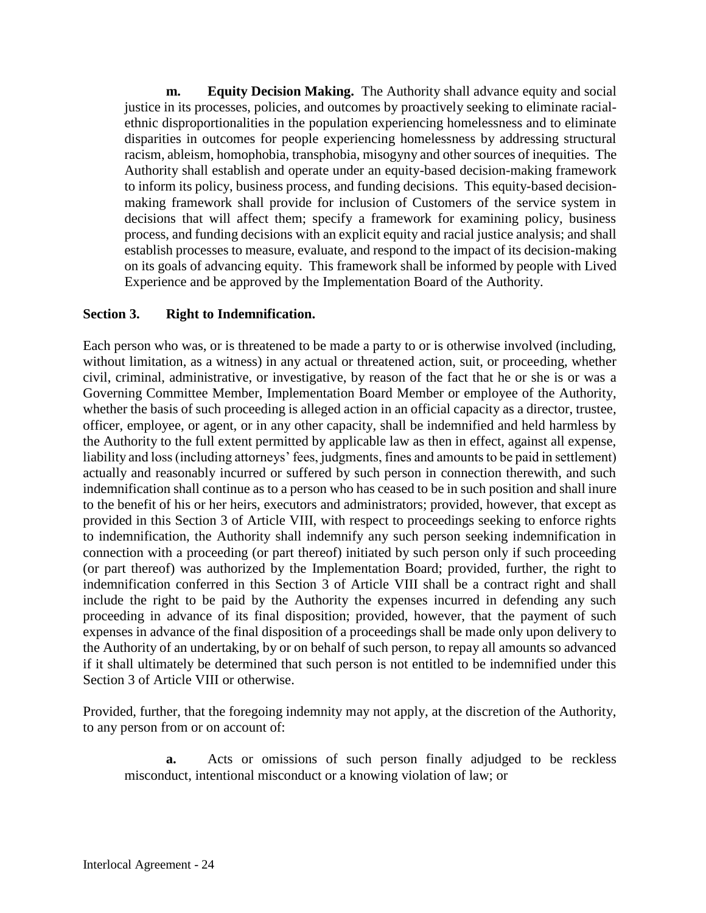**m. Equity Decision Making.** The Authority shall advance equity and social justice in its processes, policies, and outcomes by proactively seeking to eliminate racial-ethnic disproportionalities in the population experiencing homelessness and to eliminate disparities in outcomes for people experiencing homelessness by addressing structural racism, ableism, homophobia, transphobia, misogyny and other sources of inequities. The Authority shall establish and operate under an equity-based decision-making framework to inform its policy, business process, and funding decisions. This equity-based decision-making framework shall provide for inclusion of Customers of the service system in decisions that will affect them; specify a framework for examining policy, business process, and funding decisions with an explicit equity and racial justice analysis; and shall establish processes to measure, evaluate, and respond to the impact of its decision-making on its goals of advancing equity. This framework shall be informed by people with Lived Experience and be approved by the Implementation Board of the Authority.

## Section 3. Right to Indemnification.

Each person who was, or is threatened to be made a party to or is otherwise involved (including, without limitation, as a witness) in any actual or threatened action, suit, or proceeding, whether civil, criminal, administrative, or investigative, by reason of the fact that he or she is or was a Governing Committee Member, Implementation Board Member or employee of the Authority, whether the basis of such proceeding is alleged action in an official capacity as a director, trustee, officer, employee, or agent, or in any other capacity, shall be indemnified and held harmless by the Authority to the full extent permitted by applicable law as then in effect, against all expense, liability and loss (including attorneys' fees, judgments, fines and amounts to be paid in settlement) actually and reasonably incurred or suffered by such person in connection therewith, and such indemnification shall continue as to a person who has ceased to be in such position and shall inure to the benefit of his or her heirs, executors and administrators; provided, however, that except as provided in this Section 3 of Article VIII, with respect to proceedings seeking to enforce rights to indemnification, the Authority shall indemnify any such person seeking indemnification in connection with a proceeding (or part thereof) initiated by such person only if such proceeding (or part thereof) was authorized by the Implementation Board; provided, further, the right to indemnification conferred in this Section 3 of Article VIII shall be a contract right and shall include the right to be paid by the Authority the expenses incurred in defending any such proceeding in advance of its final disposition; provided, however, that the payment of such expenses in advance of the final disposition of a proceedings shall be made only upon delivery to the Authority of an undertaking, by or on behalf of such person, to repay all amounts so advanced if it shall ultimately be determined that such person is not entitled to be indemnified under this Section 3 of Article VIII or otherwise.

Provided, further, that the foregoing indemnity may not apply, at the discretion of the Authority, to any person from or on account of:

**a.** Acts or omissions of such person finally adjudged to be reckless misconduct, intentional misconduct or a knowing violation of law; or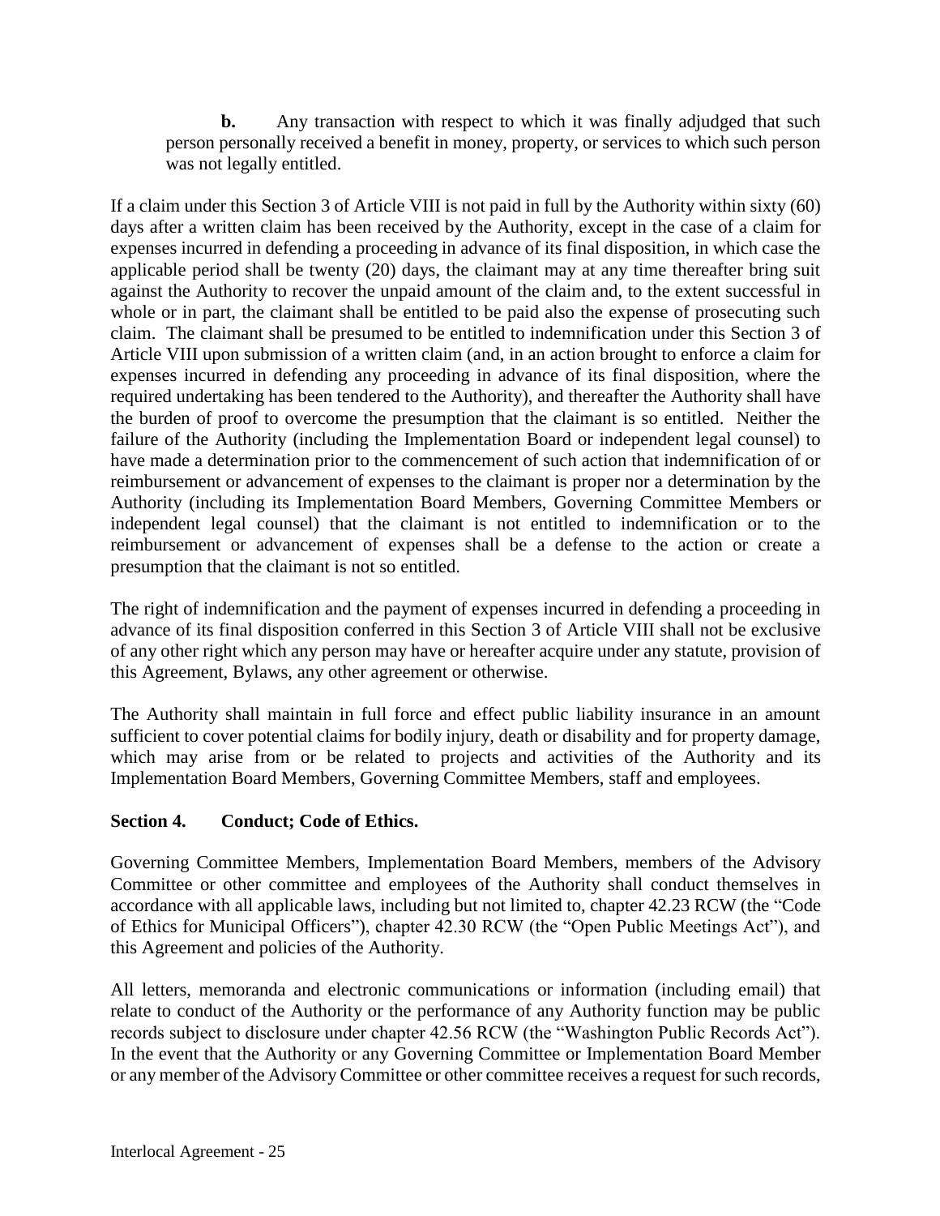**b.** Any transaction with respect to which it was finally adjudged that such person personally received a benefit in money, property, or services to which such person was not legally entitled.

If a claim under this Section 3 of Article VIII is not paid in full by the Authority within sixty (60) days after a written claim has been received by the Authority, except in the case of a claim for expenses incurred in defending a proceeding in advance of its final disposition, in which case the applicable period shall be twenty (20) days, the claimant may at any time thereafter bring suit against the Authority to recover the unpaid amount of the claim and, to the extent successful in whole or in part, the claimant shall be entitled to be paid also the expense of prosecuting such claim. The claimant shall be presumed to be entitled to indemnification under this Section 3 of Article VIII upon submission of a written claim (and, in an action brought to enforce a claim for expenses incurred in defending any proceeding in advance of its final disposition, where the required undertaking has been tendered to the Authority), and thereafter the Authority shall have the burden of proof to overcome the presumption that the claimant is so entitled. Neither the failure of the Authority (including the Implementation Board or independent legal counsel) to have made a determination prior to the commencement of such action that indemnification of or reimbursement or advancement of expenses to the claimant is proper nor a determination by the Authority (including its Implementation Board Members, Governing Committee Members or independent legal counsel) that the claimant is not entitled to indemnification or to the reimbursement or advancement of expenses shall be a defense to the action or create a presumption that the claimant is not so entitled.

The right of indemnification and the payment of expenses incurred in defending a proceeding in advance of its final disposition conferred in this Section 3 of Article VIII shall not be exclusive of any other right which any person may have or hereafter acquire under any statute, provision of this Agreement, Bylaws, any other agreement or otherwise.

The Authority shall maintain in full force and effect public liability insurance in an amount sufficient to cover potential claims for bodily injury, death or disability and for property damage, which may arise from or be related to projects and activities of the Authority and its Implementation Board Members, Governing Committee Members, staff and employees.

### Section 4. Conduct; Code of Ethics.

Governing Committee Members, Implementation Board Members, members of the Advisory Committee or other committee and employees of the Authority shall conduct themselves in accordance with all applicable laws, including but not limited to, chapter 42.23 RCW (the "Code of Ethics for Municipal Officers"), chapter 42.30 RCW (the "Open Public Meetings Act"), and this Agreement and policies of the Authority.

All letters, memoranda and electronic communications or information (including email) that relate to conduct of the Authority or the performance of any Authority function may be public records subject to disclosure under chapter 42.56 RCW (the "Washington Public Records Act"). In the event that the Authority or any Governing Committee or Implementation Board Member or any member of the Advisory Committee or other committee receives a request for such records,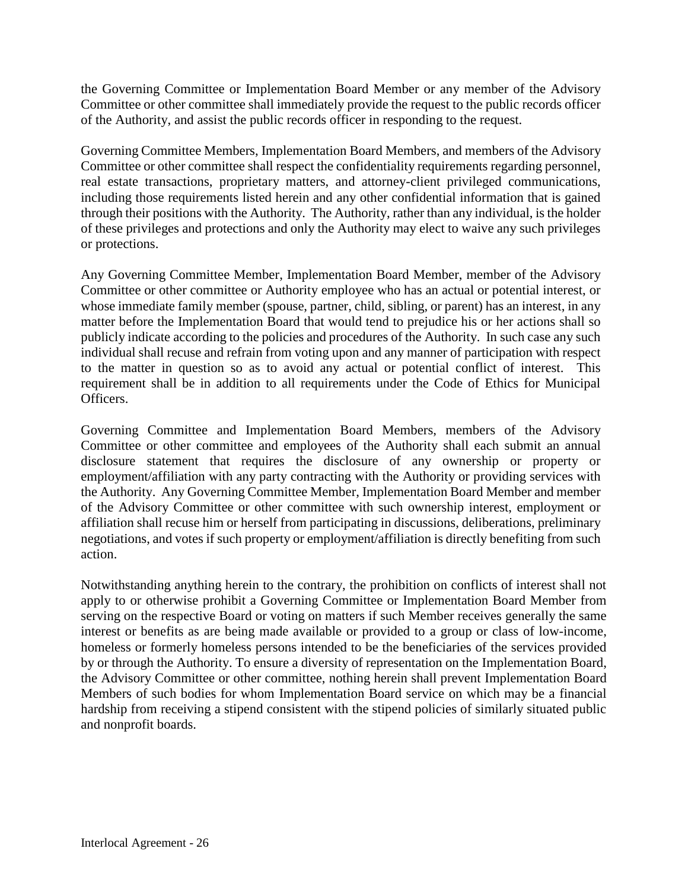the Governing Committee or Implementation Board Member or any member of the Advisory Committee or other committee shall immediately provide the request to the public records officer of the Authority, and assist the public records officer in responding to the request.

Governing Committee Members, Implementation Board Members, and members of the Advisory Committee or other committee shall respect the confidentiality requirements regarding personnel, real estate transactions, proprietary matters, and attorney-client privileged communications, including those requirements listed herein and any other confidential information that is gained through their positions with the Authority. The Authority, rather than any individual, is the holder of these privileges and protections and only the Authority may elect to waive any such privileges or protections.

Any Governing Committee Member, Implementation Board Member, member of the Advisory Committee or other committee or Authority employee who has an actual or potential interest, or whose immediate family member (spouse, partner, child, sibling, or parent) has an interest, in any matter before the Implementation Board that would tend to prejudice his or her actions shall so publicly indicate according to the policies and procedures of the Authority. In such case any such individual shall recuse and refrain from voting upon and any manner of participation with respect to the matter in question so as to avoid any actual or potential conflict of interest. This requirement shall be in addition to all requirements under the Code of Ethics for Municipal Officers.

Governing Committee and Implementation Board Members, members of the Advisory Committee or other committee and employees of the Authority shall each submit an annual disclosure statement that requires the disclosure of any ownership or property or employment/affiliation with any party contracting with the Authority or providing services with the Authority. Any Governing Committee Member, Implementation Board Member and member of the Advisory Committee or other committee with such ownership interest, employment or affiliation shall recuse him or herself from participating in discussions, deliberations, preliminary negotiations, and votes if such property or employment/affiliation is directly benefiting from such action.

Notwithstanding anything herein to the contrary, the prohibition on conflicts of interest shall not apply to or otherwise prohibit a Governing Committee or Implementation Board Member from serving on the respective Board or voting on matters if such Member receives generally the same interest or benefits as are being made available or provided to a group or class of low-income, homeless or formerly homeless persons intended to be the beneficiaries of the services provided by or through the Authority. To ensure a diversity of representation on the Implementation Board, the Advisory Committee or other committee, nothing herein shall prevent Implementation Board Members of such bodies for whom Implementation Board service on which may be a financial hardship from receiving a stipend consistent with the stipend policies of similarly situated public and nonprofit boards.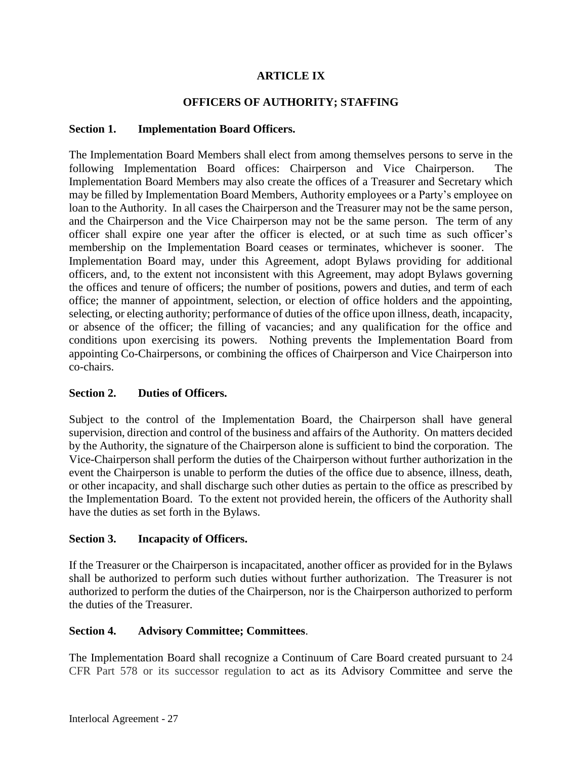## ARTICLE IX

## OFFICERS OF AUTHORITY; STAFFING

**Section 1. Implementation Board Officers.**

The Implementation Board Members shall elect from among themselves persons to serve in the following Implementation Board offices: Chairperson and Vice Chairperson. The Implementation Board Members may also create the offices of a Treasurer and Secretary which may be filled by Implementation Board Members, Authority employees or a Party's employee on loan to the Authority. In all cases the Chairperson and the Treasurer may not be the same person, and the Chairperson and the Vice Chairperson may not be the same person. The term of any officer shall expire one year after the officer is elected, or at such time as such officer's membership on the Implementation Board ceases or terminates, whichever is sooner. The Implementation Board may, under this Agreement, adopt Bylaws providing for additional officers, and, to the extent not inconsistent with this Agreement, may adopt Bylaws governing the offices and tenure of officers; the number of positions, powers and duties, and term of each office; the manner of appointment, selection, or election of office holders and the appointing, selecting, or electing authority; performance of duties of the office upon illness, death, incapacity, or absence of the officer; the filling of vacancies; and any qualification for the office and conditions upon exercising its powers. Nothing prevents the Implementation Board from appointing Co-Chairpersons, or combining the offices of Chairperson and Vice Chairperson into co-chairs.

**Section 2. Duties of Officers.**

Subject to the control of the Implementation Board, the Chairperson shall have general supervision, direction and control of the business and affairs of the Authority. On matters decided by the Authority, the signature of the Chairperson alone is sufficient to bind the corporation. The Vice-Chairperson shall perform the duties of the Chairperson without further authorization in the event the Chairperson is unable to perform the duties of the office due to absence, illness, death, or other incapacity, and shall discharge such other duties as pertain to the office as prescribed by the Implementation Board. To the extent not provided herein, the officers of the Authority shall have the duties as set forth in the Bylaws.

**Section 3. Incapacity of Officers.**

If the Treasurer or the Chairperson is incapacitated, another officer as provided for in the Bylaws shall be authorized to perform such duties without further authorization. The Treasurer is not authorized to perform the duties of the Chairperson, nor is the Chairperson authorized to perform the duties of the Treasurer.

**Section 4. Advisory Committee; Committees.**

The Implementation Board shall recognize a Continuum of Care Board created pursuant to 24 CFR Part 578 or its successor regulation to act as its Advisory Committee and serve the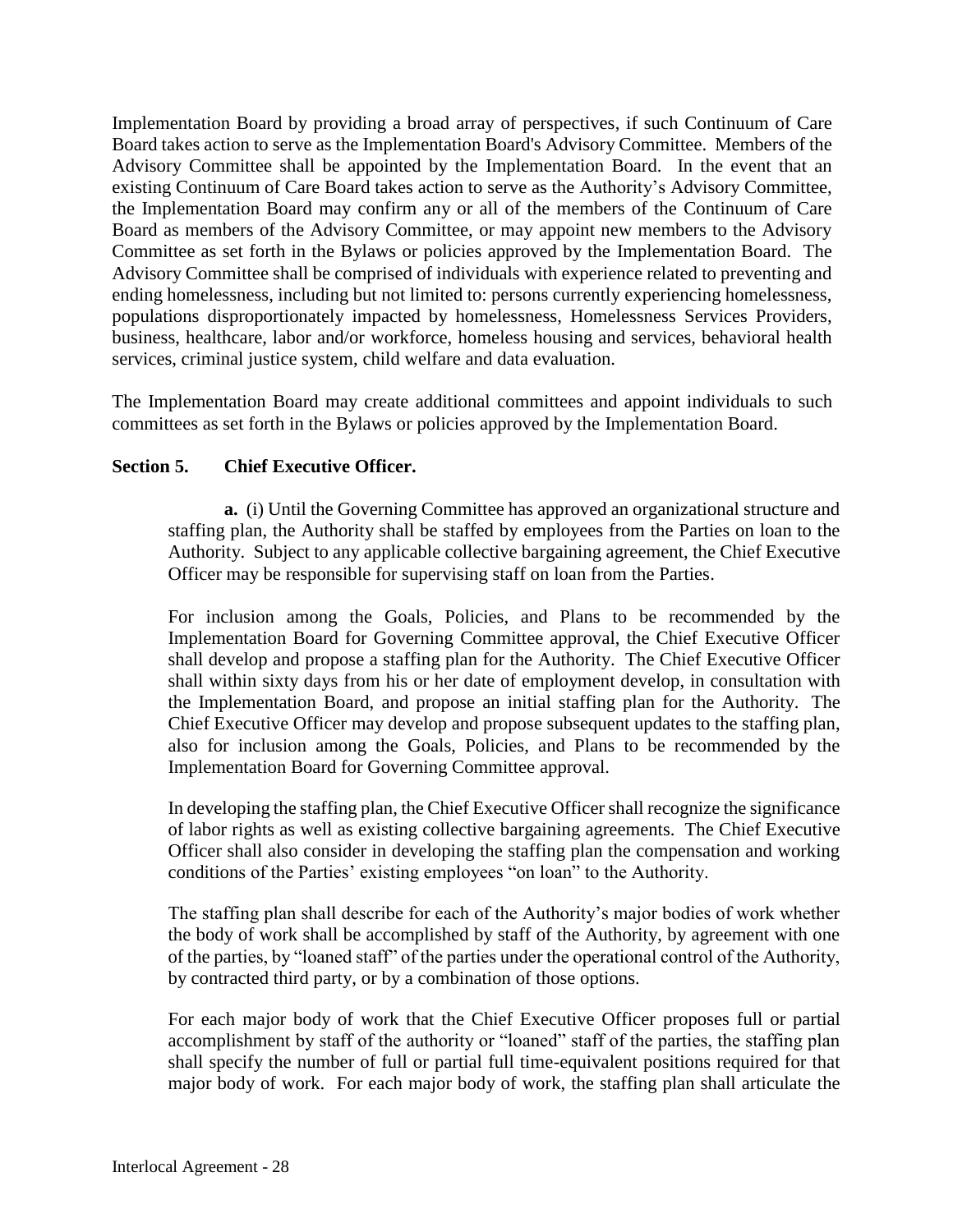Implementation Board by providing a broad array of perspectives, if such Continuum of Care Board takes action to serve as the Implementation Board's Advisory Committee. Members of the Advisory Committee shall be appointed by the Implementation Board. In the event that an existing Continuum of Care Board takes action to serve as the Authority's Advisory Committee, the Implementation Board may confirm any or all of the members of the Continuum of Care Board as members of the Advisory Committee, or may appoint new members to the Advisory Committee as set forth in the Bylaws or policies approved by the Implementation Board. The Advisory Committee shall be comprised of individuals with experience related to preventing and ending homelessness, including but not limited to: persons currently experiencing homelessness, populations disproportionately impacted by homelessness, Homelessness Services Providers, business, healthcare, labor and/or workforce, homeless housing and services, behavioral health services, criminal justice system, child welfare and data evaluation.

The Implementation Board may create additional committees and appoint individuals to such committees as set forth in the Bylaws or policies approved by the Implementation Board.

**Section 5. Chief Executive Officer.**

**a.** (i) Until the Governing Committee has approved an organizational structure and staffing plan, the Authority shall be staffed by employees from the Parties on loan to the Authority. Subject to any applicable collective bargaining agreement, the Chief Executive Officer may be responsible for supervising staff on loan from the Parties.

For inclusion among the Goals, Policies, and Plans to be recommended by the Implementation Board for Governing Committee approval, the Chief Executive Officer shall develop and propose a staffing plan for the Authority. The Chief Executive Officer shall within sixty days from his or her date of employment develop, in consultation with the Implementation Board, and propose an initial staffing plan for the Authority. The Chief Executive Officer may develop and propose subsequent updates to the staffing plan, also for inclusion among the Goals, Policies, and Plans to be recommended by the Implementation Board for Governing Committee approval.

In developing the staffing plan, the Chief Executive Officer shall recognize the significance of labor rights as well as existing collective bargaining agreements. The Chief Executive Officer shall also consider in developing the staffing plan the compensation and working conditions of the Parties' existing employees "on loan" to the Authority.

The staffing plan shall describe for each of the Authority's major bodies of work whether the body of work shall be accomplished by staff of the Authority, by agreement with one of the parties, by "loaned staff" of the parties under the operational control of the Authority, by contracted third party, or by a combination of those options.

For each major body of work that the Chief Executive Officer proposes full or partial accomplishment by staff of the authority or "loaned" staff of the parties, the staffing plan shall specify the number of full or partial full time-equivalent positions required for that major body of work. For each major body of work, the staffing plan shall articulate the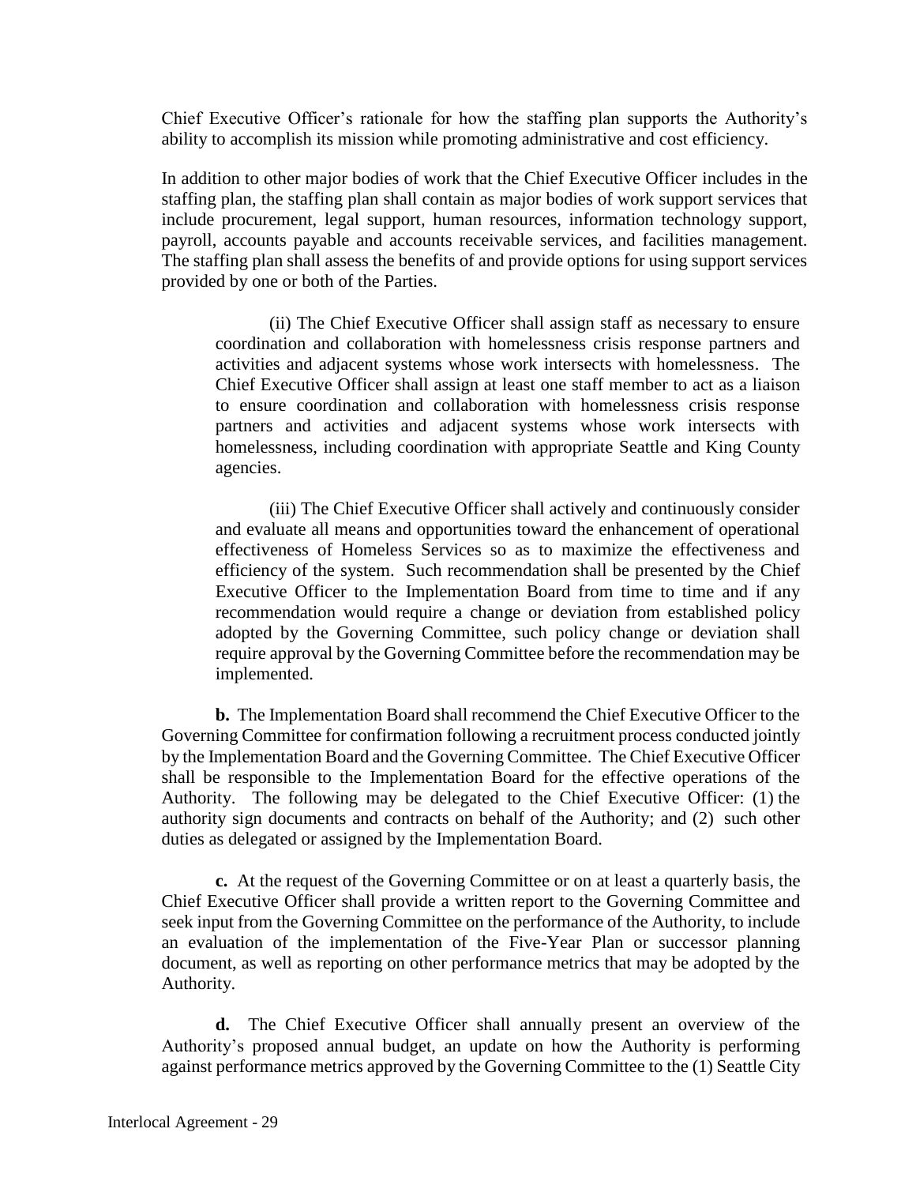Chief Executive Officer's rationale for how the staffing plan supports the Authority's ability to accomplish its mission while promoting administrative and cost efficiency.

In addition to other major bodies of work that the Chief Executive Officer includes in the staffing plan, the staffing plan shall contain as major bodies of work support services that include procurement, legal support, human resources, information technology support, payroll, accounts payable and accounts receivable services, and facilities management. The staffing plan shall assess the benefits of and provide options for using support services provided by one or both of the Parties.

(ii) The Chief Executive Officer shall assign staff as necessary to ensure coordination and collaboration with homelessness crisis response partners and activities and adjacent systems whose work intersects with homelessness. The Chief Executive Officer shall assign at least one staff member to act as a liaison to ensure coordination and collaboration with homelessness crisis response partners and activities and adjacent systems whose work intersects with homelessness, including coordination with appropriate Seattle and King County agencies.

(iii) The Chief Executive Officer shall actively and continuously consider and evaluate all means and opportunities toward the enhancement of operational effectiveness of Homeless Services so as to maximize the effectiveness and efficiency of the system. Such recommendation shall be presented by the Chief Executive Officer to the Implementation Board from time to time and if any recommendation would require a change or deviation from established policy adopted by the Governing Committee, such policy change or deviation shall require approval by the Governing Committee before the recommendation may be implemented.

**b.** The Implementation Board shall recommend the Chief Executive Officer to the Governing Committee for confirmation following a recruitment process conducted jointly by the Implementation Board and the Governing Committee. The Chief Executive Officer shall be responsible to the Implementation Board for the effective operations of the Authority. The following may be delegated to the Chief Executive Officer: (1) the authority sign documents and contracts on behalf of the Authority; and (2) such other duties as delegated or assigned by the Implementation Board.

**c.** At the request of the Governing Committee or on at least a quarterly basis, the Chief Executive Officer shall provide a written report to the Governing Committee and seek input from the Governing Committee on the performance of the Authority, to include an evaluation of the implementation of the Five-Year Plan or successor planning document, as well as reporting on other performance metrics that may be adopted by the Authority.

**d.** The Chief Executive Officer shall annually present an overview of the Authority's proposed annual budget, an update on how the Authority is performing against performance metrics approved by the Governing Committee to the (1) Seattle City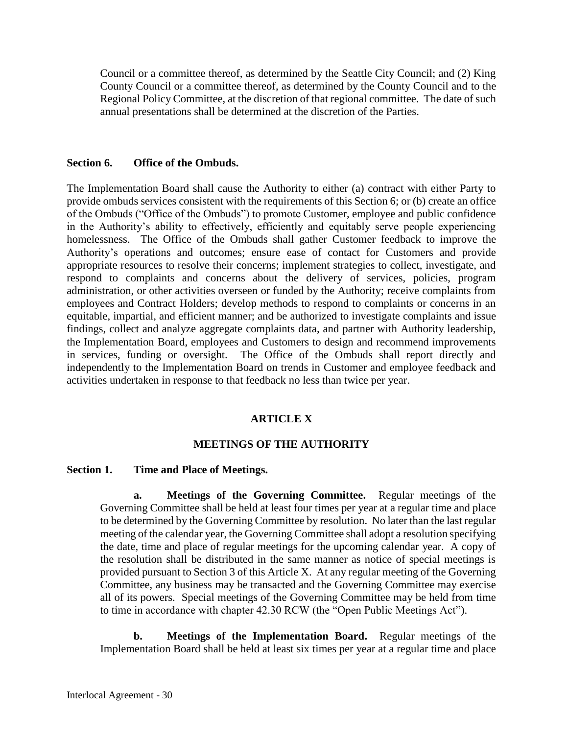Council or a committee thereof, as determined by the Seattle City Council; and (2) King County Council or a committee thereof, as determined by the County Council and to the Regional Policy Committee, at the discretion of that regional committee. The date of such annual presentations shall be determined at the discretion of the Parties.

**Section 6. Office of the Ombuds.**

The Implementation Board shall cause the Authority to either (a) contract with either Party to provide ombuds services consistent with the requirements of this Section 6; or (b) create an office of the Ombuds ("Office of the Ombuds") to promote Customer, employee and public confidence in the Authority's ability to effectively, efficiently and equitably serve people experiencing homelessness. The Office of the Ombuds shall gather Customer feedback to improve the Authority's operations and outcomes; ensure ease of contact for Customers and provide appropriate resources to resolve their concerns; implement strategies to collect, investigate, and respond to complaints and concerns about the delivery of services, policies, program administration, or other activities overseen or funded by the Authority; receive complaints from employees and Contract Holders; develop methods to respond to complaints or concerns in an equitable, impartial, and efficient manner; and be authorized to investigate complaints and issue findings, collect and analyze aggregate complaints data, and partner with Authority leadership, the Implementation Board, employees and Customers to design and recommend improvements in services, funding or oversight. The Office of the Ombuds shall report directly and independently to the Implementation Board on trends in Customer and employee feedback and activities undertaken in response to that feedback no less than twice per year.

## ARTICLE X

## MEETINGS OF THE AUTHORITY

**Section 1. Time and Place of Meetings.**

**a. Meetings of the Governing Committee.** Regular meetings of the Governing Committee shall be held at least four times per year at a regular time and place to be determined by the Governing Committee by resolution. No later than the last regular meeting of the calendar year, the Governing Committee shall adopt a resolution specifying the date, time and place of regular meetings for the upcoming calendar year. A copy of the resolution shall be distributed in the same manner as notice of special meetings is provided pursuant to Section 3 of this Article X. At any regular meeting of the Governing Committee, any business may be transacted and the Governing Committee may exercise all of its powers. Special meetings of the Governing Committee may be held from time to time in accordance with chapter 42.30 RCW (the "Open Public Meetings Act").

**b. Meetings of the Implementation Board.** Regular meetings of the Implementation Board shall be held at least six times per year at a regular time and place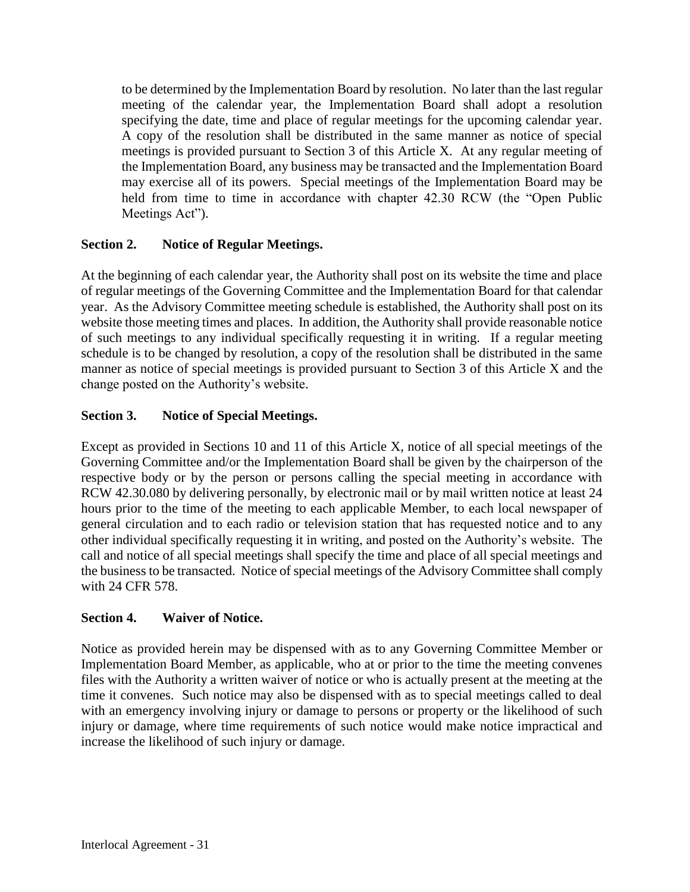to be determined by the Implementation Board by resolution. No later than the last regular meeting of the calendar year, the Implementation Board shall adopt a resolution specifying the date, time and place of regular meetings for the upcoming calendar year. A copy of the resolution shall be distributed in the same manner as notice of special meetings is provided pursuant to Section 3 of this Article X. At any regular meeting of the Implementation Board, any business may be transacted and the Implementation Board may exercise all of its powers. Special meetings of the Implementation Board may be held from time to time in accordance with chapter 42.30 RCW (the "Open Public Meetings Act").

**Section 2. Notice of Regular Meetings.**

At the beginning of each calendar year, the Authority shall post on its website the time and place of regular meetings of the Governing Committee and the Implementation Board for that calendar year. As the Advisory Committee meeting schedule is established, the Authority shall post on its website those meeting times and places. In addition, the Authority shall provide reasonable notice of such meetings to any individual specifically requesting it in writing. If a regular meeting schedule is to be changed by resolution, a copy of the resolution shall be distributed in the same manner as notice of special meetings is provided pursuant to Section 3 of this Article X and the change posted on the Authority's website.

**Section 3. Notice of Special Meetings.**

Except as provided in Sections 10 and 11 of this Article X, notice of all special meetings of the Governing Committee and/or the Implementation Board shall be given by the chairperson of the respective body or by the person or persons calling the special meeting in accordance with RCW 42.30.080 by delivering personally, by electronic mail or by mail written notice at least 24 hours prior to the time of the meeting to each applicable Member, to each local newspaper of general circulation and to each radio or television station that has requested notice and to any other individual specifically requesting it in writing, and posted on the Authority's website. The call and notice of all special meetings shall specify the time and place of all special meetings and the business to be transacted. Notice of special meetings of the Advisory Committee shall comply with 24 CFR 578.

**Section 4. Waiver of Notice.**

Notice as provided herein may be dispensed with as to any Governing Committee Member or Implementation Board Member, as applicable, who at or prior to the time the meeting convenes files with the Authority a written waiver of notice or who is actually present at the meeting at the time it convenes. Such notice may also be dispensed with as to special meetings called to deal with an emergency involving injury or damage to persons or property or the likelihood of such injury or damage, where time requirements of such notice would make notice impractical and increase the likelihood of such injury or damage.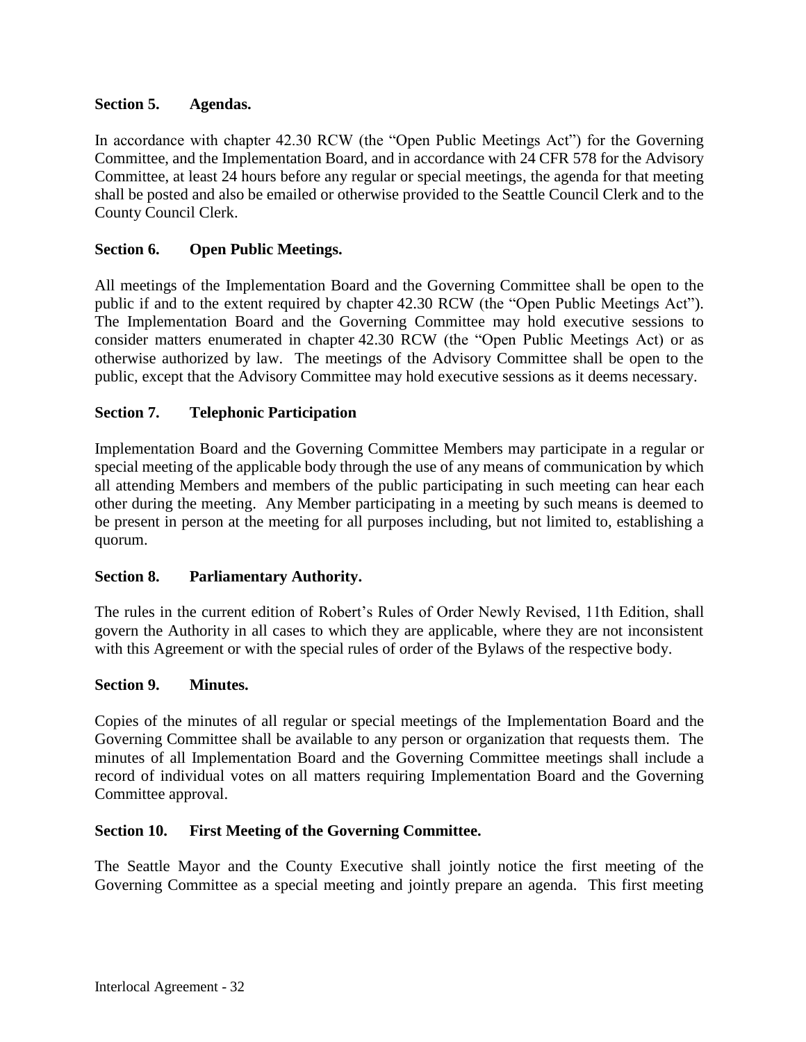**Section 5. Agendas.**

In accordance with chapter 42.30 RCW (the "Open Public Meetings Act") for the Governing Committee, and the Implementation Board, and in accordance with 24 CFR 578 for the Advisory Committee, at least 24 hours before any regular or special meetings, the agenda for that meeting shall be posted and also be emailed or otherwise provided to the Seattle Council Clerk and to the County Council Clerk.

**Section 6. Open Public Meetings.**

All meetings of the Implementation Board and the Governing Committee shall be open to the public if and to the extent required by chapter 42.30 RCW (the "Open Public Meetings Act"). The Implementation Board and the Governing Committee may hold executive sessions to consider matters enumerated in chapter 42.30 RCW (the "Open Public Meetings Act) or as otherwise authorized by law. The meetings of the Advisory Committee shall be open to the public, except that the Advisory Committee may hold executive sessions as it deems necessary.

**Section 7. Telephonic Participation**

Implementation Board and the Governing Committee Members may participate in a regular or special meeting of the applicable body through the use of any means of communication by which all attending Members and members of the public participating in such meeting can hear each other during the meeting. Any Member participating in a meeting by such means is deemed to be present in person at the meeting for all purposes including, but not limited to, establishing a quorum.

**Section 8. Parliamentary Authority.**

The rules in the current edition of Robert's Rules of Order Newly Revised, 11th Edition, shall govern the Authority in all cases to which they are applicable, where they are not inconsistent with this Agreement or with the special rules of order of the Bylaws of the respective body.

**Section 9. Minutes.**

Copies of the minutes of all regular or special meetings of the Implementation Board and the Governing Committee shall be available to any person or organization that requests them. The minutes of all Implementation Board and the Governing Committee meetings shall include a record of individual votes on all matters requiring Implementation Board and the Governing Committee approval.

**Section 10. First Meeting of the Governing Committee.**

The Seattle Mayor and the County Executive shall jointly notice the first meeting of the Governing Committee as a special meeting and jointly prepare an agenda. This first meeting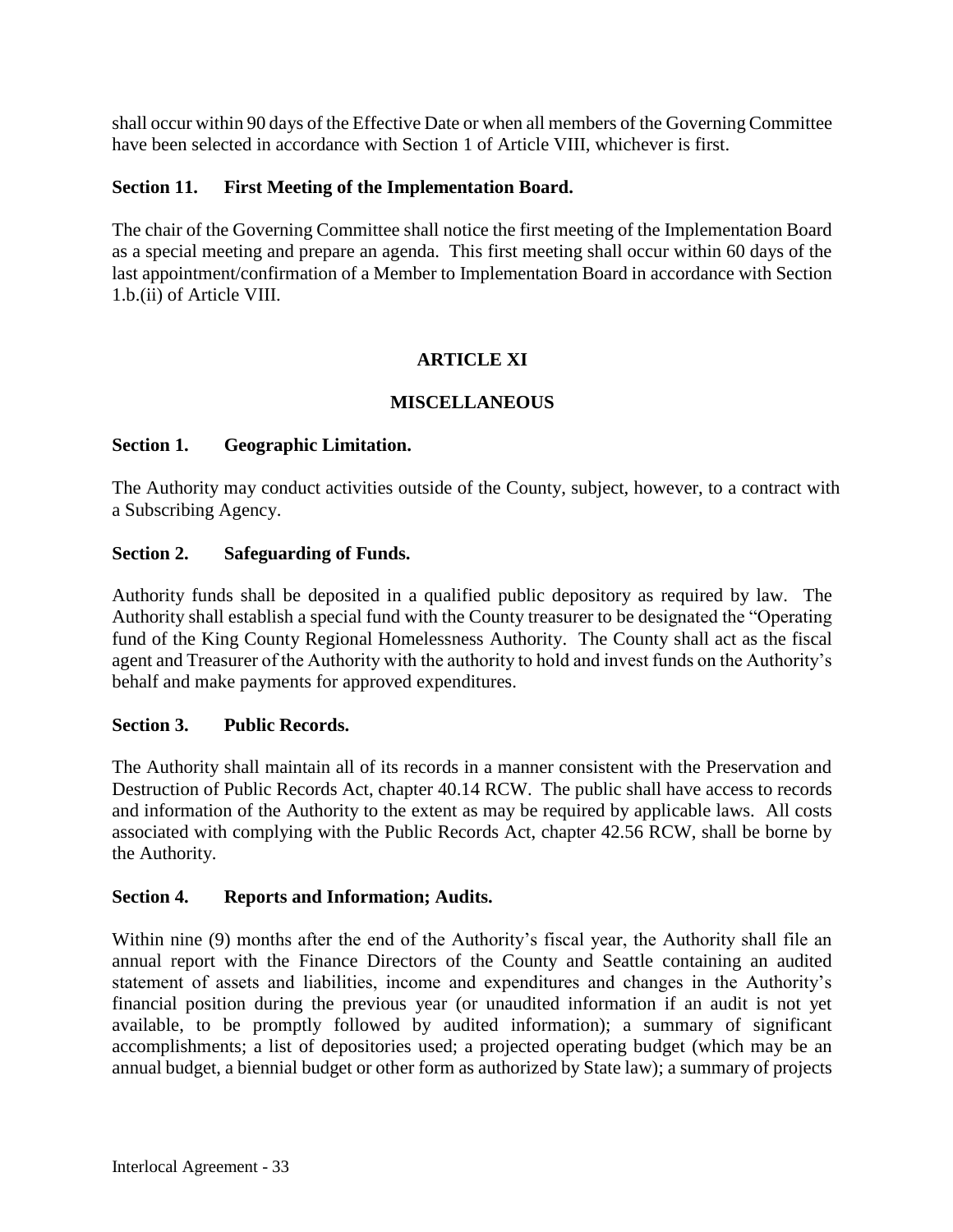shall occur within 90 days of the Effective Date or when all members of the Governing Committee have been selected in accordance with Section 1 of Article VIII, whichever is first.

### Section 11. First Meeting of the Implementation Board.

The chair of the Governing Committee shall notice the first meeting of the Implementation Board as a special meeting and prepare an agenda. This first meeting shall occur within 60 days of the last appointment/confirmation of a Member to Implementation Board in accordance with Section 1.b.(ii) of Article VIII.

## ARTICLE XI

## MISCELLANEOUS

### Section 1. Geographic Limitation.

The Authority may conduct activities outside of the County, subject, however, to a contract with a Subscribing Agency.

### Section 2. Safeguarding of Funds.

Authority funds shall be deposited in a qualified public depository as required by law. The Authority shall establish a special fund with the County treasurer to be designated the "Operating fund of the King County Regional Homelessness Authority. The County shall act as the fiscal agent and Treasurer of the Authority with the authority to hold and invest funds on the Authority's behalf and make payments for approved expenditures.

### Section 3. Public Records.

The Authority shall maintain all of its records in a manner consistent with the Preservation and Destruction of Public Records Act, chapter 40.14 RCW. The public shall have access to records and information of the Authority to the extent as may be required by applicable laws. All costs associated with complying with the Public Records Act, chapter 42.56 RCW, shall be borne by the Authority.

### Section 4. Reports and Information; Audits.

Within nine (9) months after the end of the Authority's fiscal year, the Authority shall file an annual report with the Finance Directors of the County and Seattle containing an audited statement of assets and liabilities, income and expenditures and changes in the Authority's financial position during the previous year (or unaudited information if an audit is not yet available, to be promptly followed by audited information); a summary of significant accomplishments; a list of depositories used; a projected operating budget (which may be an annual budget, a biennial budget or other form as authorized by State law); a summary of projects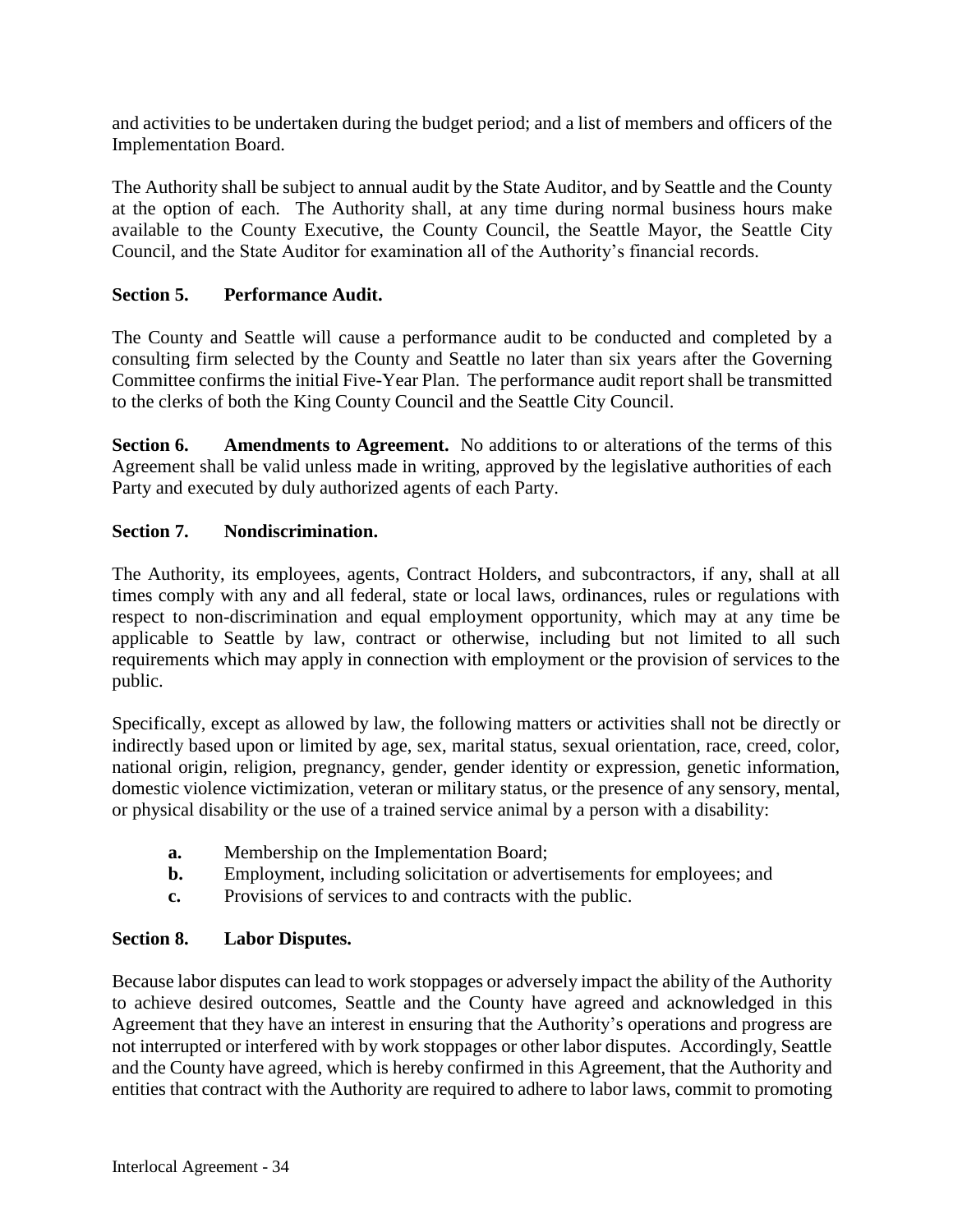and activities to be undertaken during the budget period; and a list of members and officers of the Implementation Board.

The Authority shall be subject to annual audit by the State Auditor, and by Seattle and the County at the option of each. The Authority shall, at any time during normal business hours make available to the County Executive, the County Council, the Seattle Mayor, the Seattle City Council, and the State Auditor for examination all of the Authority's financial records.

**Section 5. Performance Audit.**

The County and Seattle will cause a performance audit to be conducted and completed by a consulting firm selected by the County and Seattle no later than six years after the Governing Committee confirms the initial Five-Year Plan. The performance audit report shall be transmitted to the clerks of both the King County Council and the Seattle City Council.

**Section 6. Amendments to Agreement.** No additions to or alterations of the terms of this Agreement shall be valid unless made in writing, approved by the legislative authorities of each Party and executed by duly authorized agents of each Party.

**Section 7. Nondiscrimination.**

The Authority, its employees, agents, Contract Holders, and subcontractors, if any, shall at all times comply with any and all federal, state or local laws, ordinances, rules or regulations with respect to non-discrimination and equal employment opportunity, which may at any time be applicable to Seattle by law, contract or otherwise, including but not limited to all such requirements which may apply in connection with employment or the provision of services to the public.

Specifically, except as allowed by law, the following matters or activities shall not be directly or indirectly based upon or limited by age, sex, marital status, sexual orientation, race, creed, color, national origin, religion, pregnancy, gender, gender identity or expression, genetic information, domestic violence victimization, veteran or military status, or the presence of any sensory, mental, or physical disability or the use of a trained service animal by a person with a disability:

- **a.** Membership on the Implementation Board;
- **b.** Employment, including solicitation or advertisements for employees; and
- **c.** Provisions of services to and contracts with the public.

**Section 8. Labor Disputes.**

Because labor disputes can lead to work stoppages or adversely impact the ability of the Authority to achieve desired outcomes, Seattle and the County have agreed and acknowledged in this Agreement that they have an interest in ensuring that the Authority's operations and progress are not interrupted or interfered with by work stoppages or other labor disputes. Accordingly, Seattle and the County have agreed, which is hereby confirmed in this Agreement, that the Authority and entities that contract with the Authority are required to adhere to labor laws, commit to promoting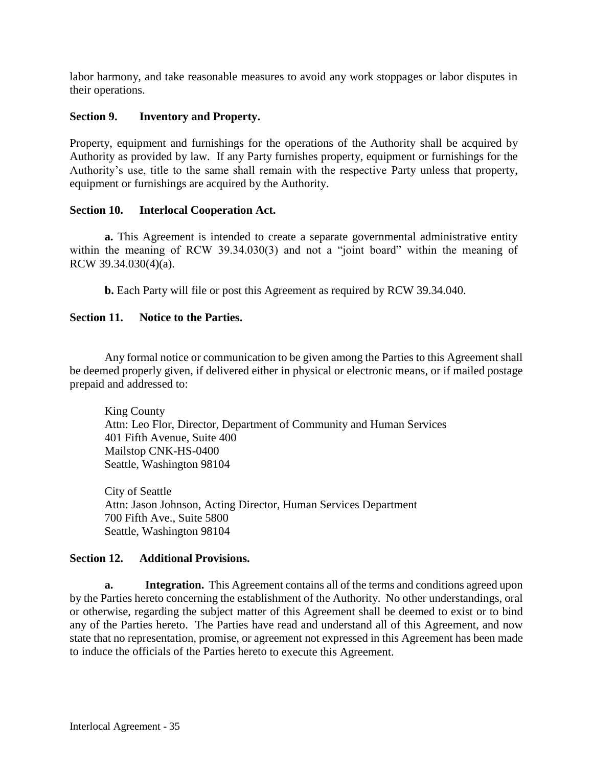labor harmony, and take reasonable measures to avoid any work stoppages or labor disputes in their operations.

**Section 9. Inventory and Property.**

Property, equipment and furnishings for the operations of the Authority shall be acquired by Authority as provided by law. If any Party furnishes property, equipment or furnishings for the Authority's use, title to the same shall remain with the respective Party unless that property, equipment or furnishings are acquired by the Authority.

**Section 10. Interlocal Cooperation Act.**

**a.** This Agreement is intended to create a separate governmental administrative entity within the meaning of RCW 39.34.030(3) and not a "joint board" within the meaning of RCW 39.34.030(4)(a).

**b.** Each Party will file or post this Agreement as required by RCW 39.34.040.

**Section 11. Notice to the Parties.**

Any formal notice or communication to be given among the Parties to this Agreement shall be deemed properly given, if delivered either in physical or electronic means, or if mailed postage prepaid and addressed to:

King County
Attn: Leo Flor, Director, Department of Community and Human Services
401 Fifth Avenue, Suite 400
Mailstop CNK-HS-0400
Seattle, Washington 98104

City of Seattle
Attn: Jason Johnson, Acting Director, Human Services Department
700 Fifth Ave., Suite 5800
Seattle, Washington 98104

**Section 12. Additional Provisions.**

**a. Integration.** This Agreement contains all of the terms and conditions agreed upon by the Parties hereto concerning the establishment of the Authority. No other understandings, oral or otherwise, regarding the subject matter of this Agreement shall be deemed to exist or to bind any of the Parties hereto. The Parties have read and understand all of this Agreement, and now state that no representation, promise, or agreement not expressed in this Agreement has been made to induce the officials of the Parties hereto to execute this Agreement.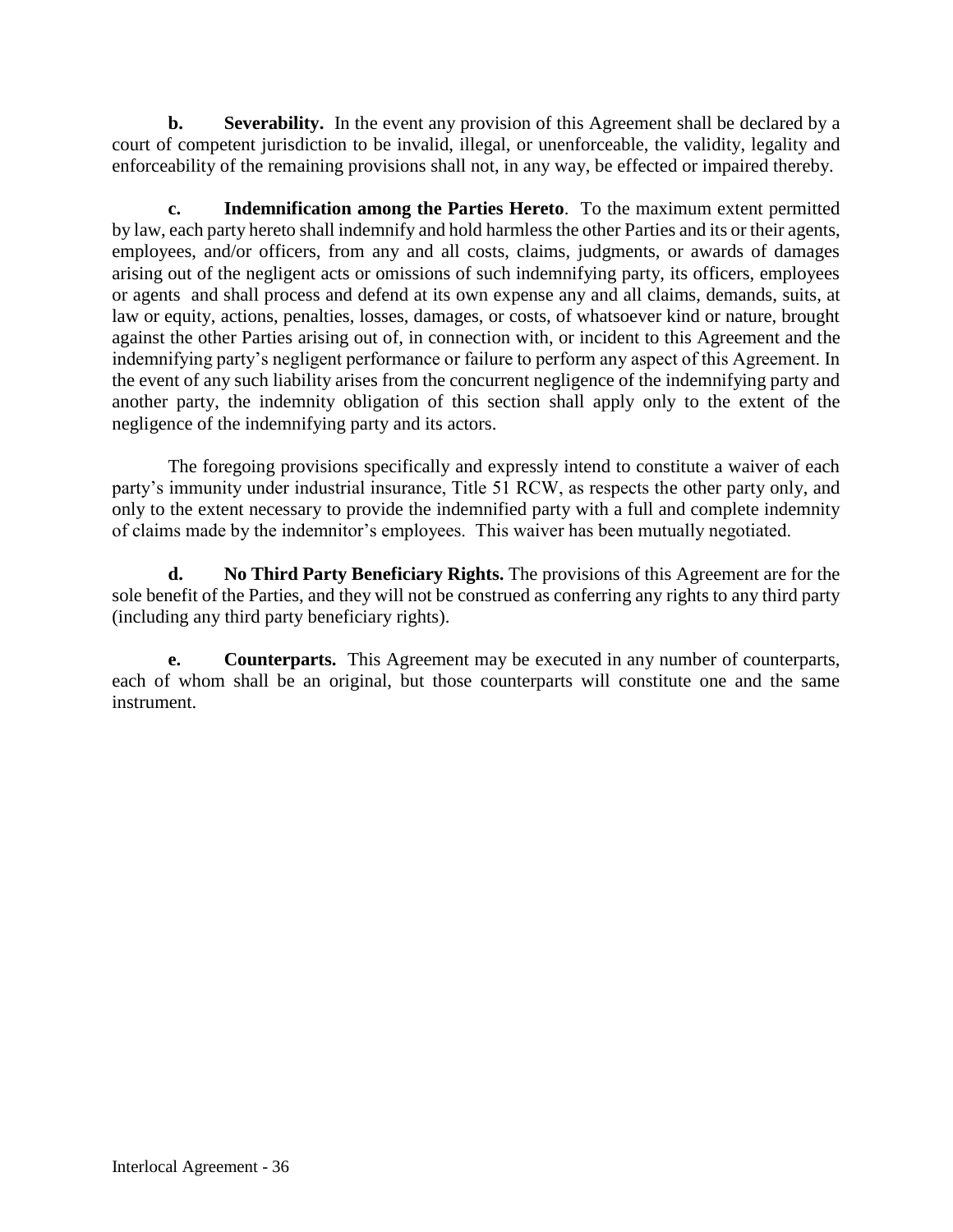**b. Severability.** In the event any provision of this Agreement shall be declared by a court of competent jurisdiction to be invalid, illegal, or unenforceable, the validity, legality and enforceability of the remaining provisions shall not, in any way, be effected or impaired thereby.

**c. Indemnification among the Parties Hereto**. To the maximum extent permitted by law, each party hereto shall indemnify and hold harmless the other Parties and its or their agents, employees, and/or officers, from any and all costs, claims, judgments, or awards of damages arising out of the negligent acts or omissions of such indemnifying party, its officers, employees or agents and shall process and defend at its own expense any and all claims, demands, suits, at law or equity, actions, penalties, losses, damages, or costs, of whatsoever kind or nature, brought against the other Parties arising out of, in connection with, or incident to this Agreement and the indemnifying party's negligent performance or failure to perform any aspect of this Agreement. In the event of any such liability arises from the concurrent negligence of the indemnifying party and another party, the indemnity obligation of this section shall apply only to the extent of the negligence of the indemnifying party and its actors.

The foregoing provisions specifically and expressly intend to constitute a waiver of each party's immunity under industrial insurance, Title 51 RCW, as respects the other party only, and only to the extent necessary to provide the indemnified party with a full and complete indemnity of claims made by the indemnitor's employees. This waiver has been mutually negotiated.

**d. No Third Party Beneficiary Rights.** The provisions of this Agreement are for the sole benefit of the Parties, and they will not be construed as conferring any rights to any third party (including any third party beneficiary rights).

**e. Counterparts.** This Agreement may be executed in any number of counterparts, each of whom shall be an original, but those counterparts will constitute one and the same instrument.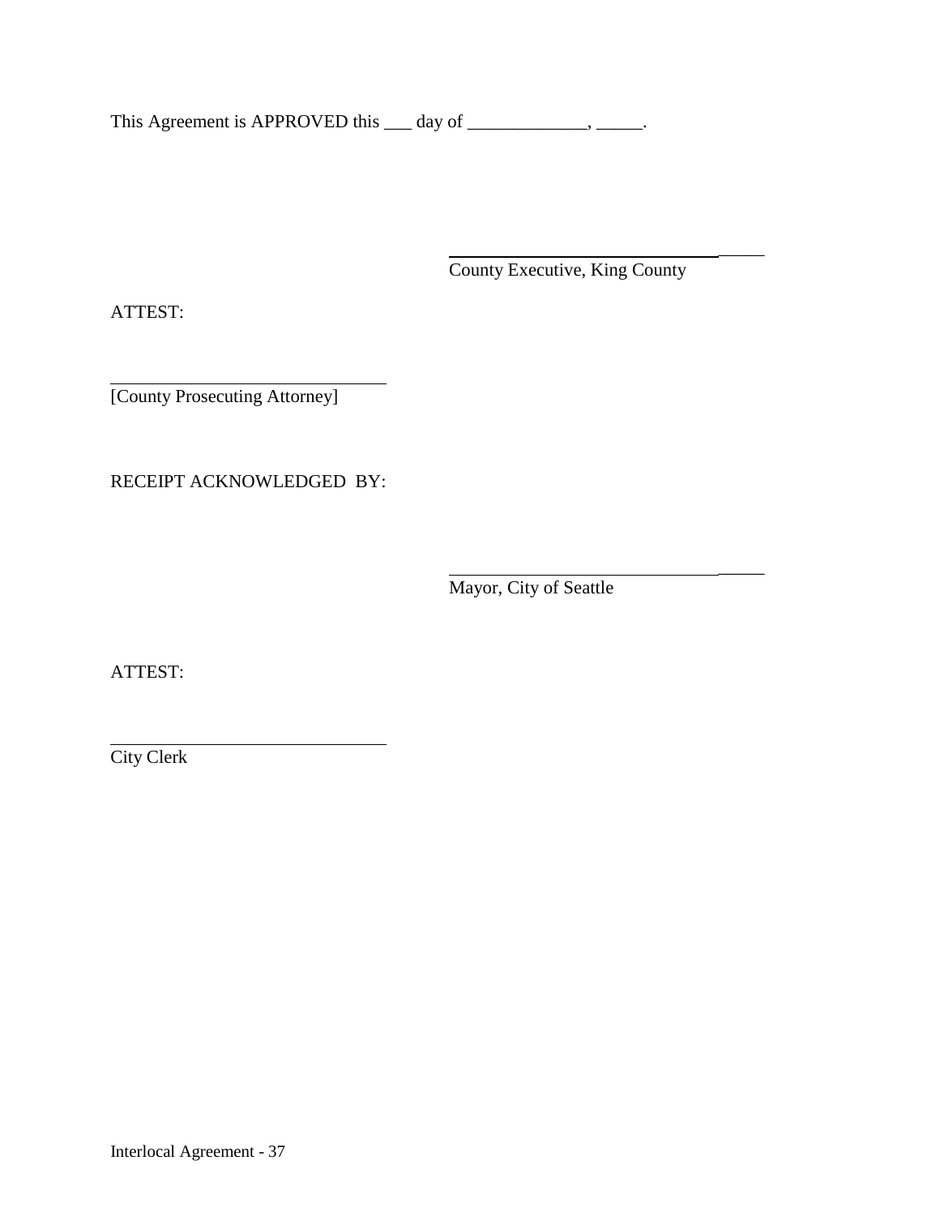This Agreement is APPROVED this ___ day of _____________, _____.

______________________________
County Executive, King County

ATTEST:

______________________________
[County Prosecuting Attorney]

RECEIPT ACKNOWLEDGED BY:

______________________________
Mayor, City of Seattle

ATTEST:

______________________________
City Clerk